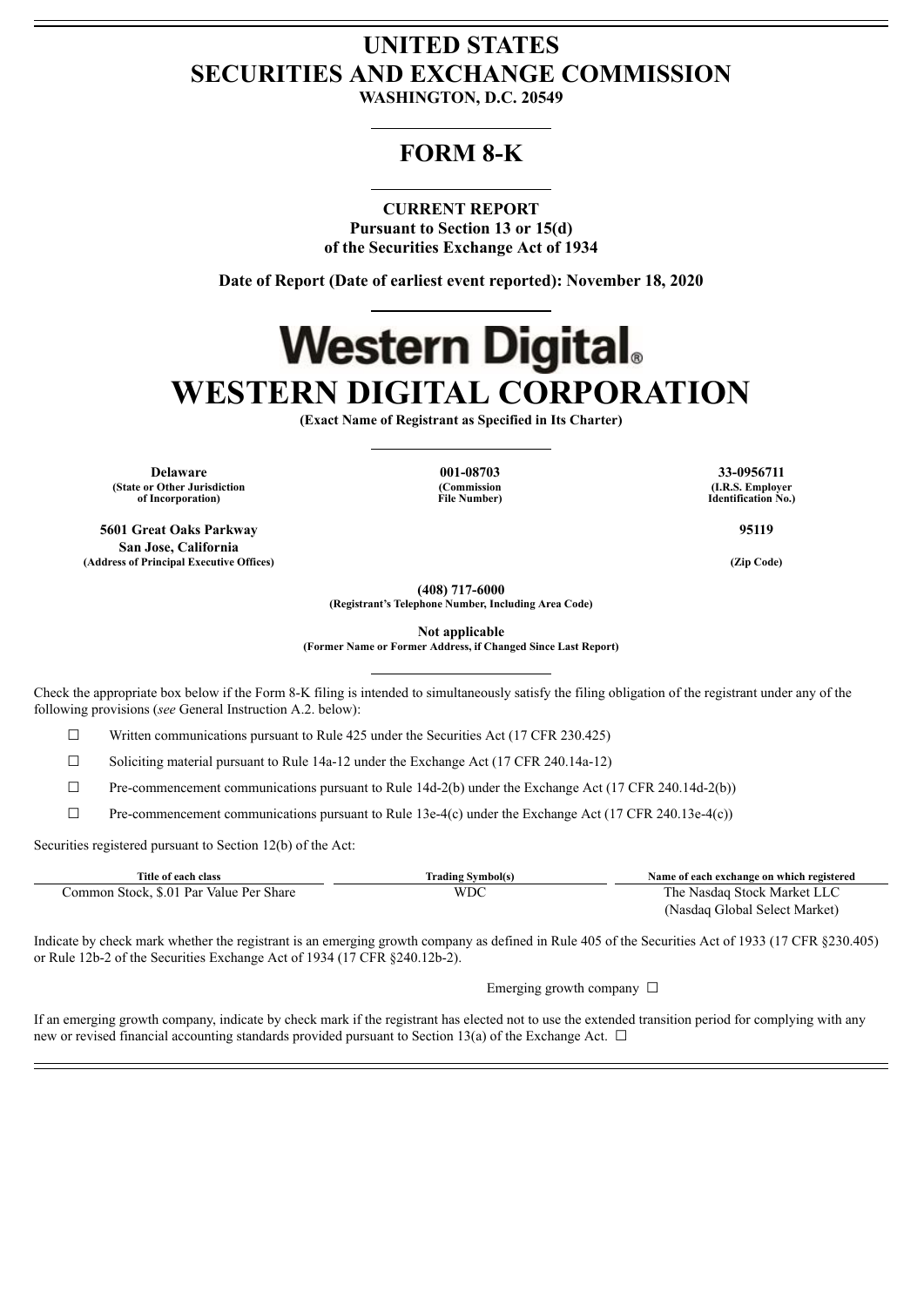# UNITED STATES
# SECURITIES AND EXCHANGE COMMISSION

**WASHINGTON, D.C. 20549**

## FORM 8-K

**CURRENT REPORT**
**Pursuant to Section 13 or 15(d)**
**of the Securities Exchange Act of 1934**

**Date of Report (Date of earliest event reported): November 18, 2020**

# Western Digital.

# WESTERN DIGITAL CORPORATION

**(Exact Name of Registrant as Specified in Its Charter)**

| **Delaware** | **001-08703** | **33-0956711** |
|---|---|---|
| **(State or Other Jurisdiction of Incorporation)** | **(Commission File Number)** | **(I.R.S. Employer Identification No.)** |

| **5601 Great Oaks Parkway San Jose, California** | **95119** |
|---|---|
| **(Address of Principal Executive Offices)** | **(Zip Code)** |

**(408) 717-6000**
**(Registrant's Telephone Number, Including Area Code)**

**Not applicable**
**(Former Name or Former Address, if Changed Since Last Report)**

Check the appropriate box below if the Form 8-K filing is intended to simultaneously satisfy the filing obligation of the registrant under any of the following provisions (*see* General Instruction A.2. below):

☐ Written communications pursuant to Rule 425 under the Securities Act (17 CFR 230.425)

☐ Soliciting material pursuant to Rule 14a-12 under the Exchange Act (17 CFR 240.14a-12)

☐ Pre-commencement communications pursuant to Rule 14d-2(b) under the Exchange Act (17 CFR 240.14d-2(b))

☐ Pre-commencement communications pursuant to Rule 13e-4(c) under the Exchange Act (17 CFR 240.13e-4(c))

Securities registered pursuant to Section 12(b) of the Act:

| Title of each class | Trading Symbol(s) | Name of each exchange on which registered |
|---|---|---|
| Common Stock, $.01 Par Value Per Share | WDC | The Nasdaq Stock Market LLC (Nasdaq Global Select Market) |

Indicate by check mark whether the registrant is an emerging growth company as defined in Rule 405 of the Securities Act of 1933 (17 CFR §230.405) or Rule 12b-2 of the Securities Exchange Act of 1934 (17 CFR §240.12b-2).

Emerging growth company ☐

If an emerging growth company, indicate by check mark if the registrant has elected not to use the extended transition period for complying with any new or revised financial accounting standards provided pursuant to Section 13(a) of the Exchange Act. ☐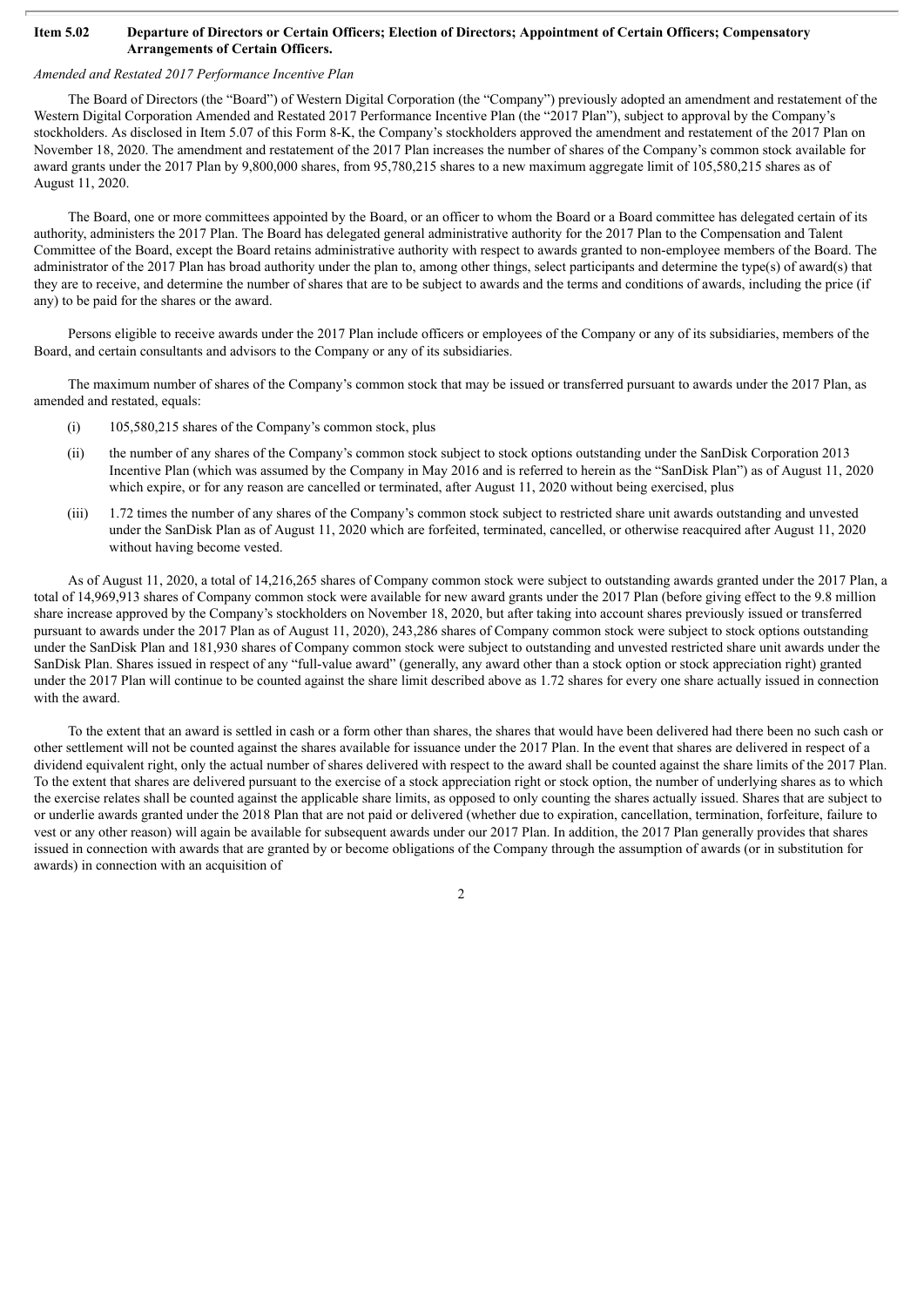**Item 5.02 Departure of Directors or Certain Officers; Election of Directors; Appointment of Certain Officers; Compensatory Arrangements of Certain Officers.**

*Amended and Restated 2017 Performance Incentive Plan*

The Board of Directors (the "Board") of Western Digital Corporation (the "Company") previously adopted an amendment and restatement of the Western Digital Corporation Amended and Restated 2017 Performance Incentive Plan (the "2017 Plan"), subject to approval by the Company's stockholders. As disclosed in Item 5.07 of this Form 8-K, the Company's stockholders approved the amendment and restatement of the 2017 Plan on November 18, 2020. The amendment and restatement of the 2017 Plan increases the number of shares of the Company's common stock available for award grants under the 2017 Plan by 9,800,000 shares, from 95,780,215 shares to a new maximum aggregate limit of 105,580,215 shares as of August 11, 2020.

The Board, one or more committees appointed by the Board, or an officer to whom the Board or a Board committee has delegated certain of its authority, administers the 2017 Plan. The Board has delegated general administrative authority for the 2017 Plan to the Compensation and Talent Committee of the Board, except the Board retains administrative authority with respect to awards granted to non-employee members of the Board. The administrator of the 2017 Plan has broad authority under the plan to, among other things, select participants and determine the type(s) of award(s) that they are to receive, and determine the number of shares that are to be subject to awards and the terms and conditions of awards, including the price (if any) to be paid for the shares or the award.

Persons eligible to receive awards under the 2017 Plan include officers or employees of the Company or any of its subsidiaries, members of the Board, and certain consultants and advisors to the Company or any of its subsidiaries.

The maximum number of shares of the Company's common stock that may be issued or transferred pursuant to awards under the 2017 Plan, as amended and restated, equals:

(i) 105,580,215 shares of the Company's common stock, plus

(ii) the number of any shares of the Company's common stock subject to stock options outstanding under the SanDisk Corporation 2013 Incentive Plan (which was assumed by the Company in May 2016 and is referred to herein as the "SanDisk Plan") as of August 11, 2020 which expire, or for any reason are cancelled or terminated, after August 11, 2020 without being exercised, plus

(iii) 1.72 times the number of any shares of the Company's common stock subject to restricted share unit awards outstanding and unvested under the SanDisk Plan as of August 11, 2020 which are forfeited, terminated, cancelled, or otherwise reacquired after August 11, 2020 without having become vested.

As of August 11, 2020, a total of 14,216,265 shares of Company common stock were subject to outstanding awards granted under the 2017 Plan, a total of 14,969,913 shares of Company common stock were available for new award grants under the 2017 Plan (before giving effect to the 9.8 million share increase approved by the Company's stockholders on November 18, 2020, but after taking into account shares previously issued or transferred pursuant to awards under the 2017 Plan as of August 11, 2020), 243,286 shares of Company common stock were subject to stock options outstanding under the SanDisk Plan and 181,930 shares of Company common stock were subject to outstanding and unvested restricted share unit awards under the SanDisk Plan. Shares issued in respect of any "full-value award" (generally, any award other than a stock option or stock appreciation right) granted under the 2017 Plan will continue to be counted against the share limit described above as 1.72 shares for every one share actually issued in connection with the award.

To the extent that an award is settled in cash or a form other than shares, the shares that would have been delivered had there been no such cash or other settlement will not be counted against the shares available for issuance under the 2017 Plan. In the event that shares are delivered in respect of a dividend equivalent right, only the actual number of shares delivered with respect to the award shall be counted against the share limits of the 2017 Plan. To the extent that shares are delivered pursuant to the exercise of a stock appreciation right or stock option, the number of underlying shares as to which the exercise relates shall be counted against the applicable share limits, as opposed to only counting the shares actually issued. Shares that are subject to or underlie awards granted under the 2018 Plan that are not paid or delivered (whether due to expiration, cancellation, termination, forfeiture, failure to vest or any other reason) will again be available for subsequent awards under our 2017 Plan. In addition, the 2017 Plan generally provides that shares issued in connection with awards that are granted by or become obligations of the Company through the assumption of awards (or in substitution for awards) in connection with an acquisition of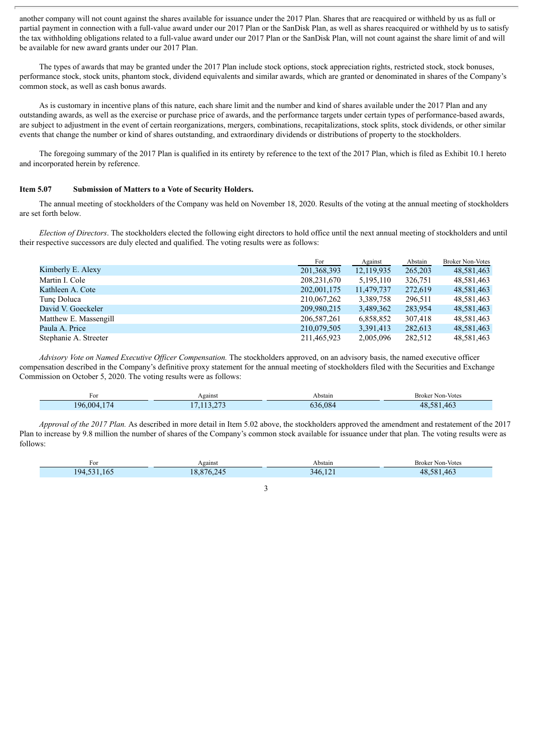another company will not count against the shares available for issuance under the 2017 Plan. Shares that are reacquired or withheld by us as full or partial payment in connection with a full-value award under our 2017 Plan or the SanDisk Plan, as well as shares reacquired or withheld by us to satisfy the tax withholding obligations related to a full-value award under our 2017 Plan or the SanDisk Plan, will not count against the share limit of and will be available for new award grants under our 2017 Plan.

The types of awards that may be granted under the 2017 Plan include stock options, stock appreciation rights, restricted stock, stock bonuses, performance stock, stock units, phantom stock, dividend equivalents and similar awards, which are granted or denominated in shares of the Company's common stock, as well as cash bonus awards.

As is customary in incentive plans of this nature, each share limit and the number and kind of shares available under the 2017 Plan and any outstanding awards, as well as the exercise or purchase price of awards, and the performance targets under certain types of performance-based awards, are subject to adjustment in the event of certain reorganizations, mergers, combinations, recapitalizations, stock splits, stock dividends, or other similar events that change the number or kind of shares outstanding, and extraordinary dividends or distributions of property to the stockholders.

The foregoing summary of the 2017 Plan is qualified in its entirety by reference to the text of the 2017 Plan, which is filed as Exhibit 10.1 hereto and incorporated herein by reference.

### Item 5.07 Submission of Matters to a Vote of Security Holders.

The annual meeting of stockholders of the Company was held on November 18, 2020. Results of the voting at the annual meeting of stockholders are set forth below.

*Election of Directors*. The stockholders elected the following eight directors to hold office until the next annual meeting of stockholders and until their respective successors are duly elected and qualified. The voting results were as follows:

| | For | Against | Abstain | Broker Non-Votes |
|---|---|---|---|---|
| Kimberly E. Alexy | 201,368,393 | 12,119,935 | 265,203 | 48,581,463 |
| Martin I. Cole | 208,231,670 | 5,195,110 | 326,751 | 48,581,463 |
| Kathleen A. Cote | 202,001,175 | 11,479,737 | 272,619 | 48,581,463 |
| Tunç Doluca | 210,067,262 | 3,389,758 | 296,511 | 48,581,463 |
| David V. Goeckeler | 209,980,215 | 3,489,362 | 283,954 | 48,581,463 |
| Matthew E. Massengill | 206,587,261 | 6,858,852 | 307,418 | 48,581,463 |
| Paula A. Price | 210,079,505 | 3,391,413 | 282,613 | 48,581,463 |
| Stephanie A. Streeter | 211,465,923 | 2,005,096 | 282,512 | 48,581,463 |

*Advisory Vote on Named Executive Officer Compensation.* The stockholders approved, on an advisory basis, the named executive officer compensation described in the Company's definitive proxy statement for the annual meeting of stockholders filed with the Securities and Exchange Commission on October 5, 2020. The voting results were as follows:

| For | Against | Abstain | Broker Non-Votes |
|---|---|---|---|
| 196,004,174 | 17,113,273 | 636,084 | 48,581,463 |

*Approval of the 2017 Plan.* As described in more detail in Item 5.02 above, the stockholders approved the amendment and restatement of the 2017 Plan to increase by 9.8 million the number of shares of the Company's common stock available for issuance under that plan. The voting results were as follows:

| For | Against | Abstain | Broker Non-Votes |
|---|---|---|---|
| 194,531,165 | 18,876,245 | 346,121 | 48,581,463 |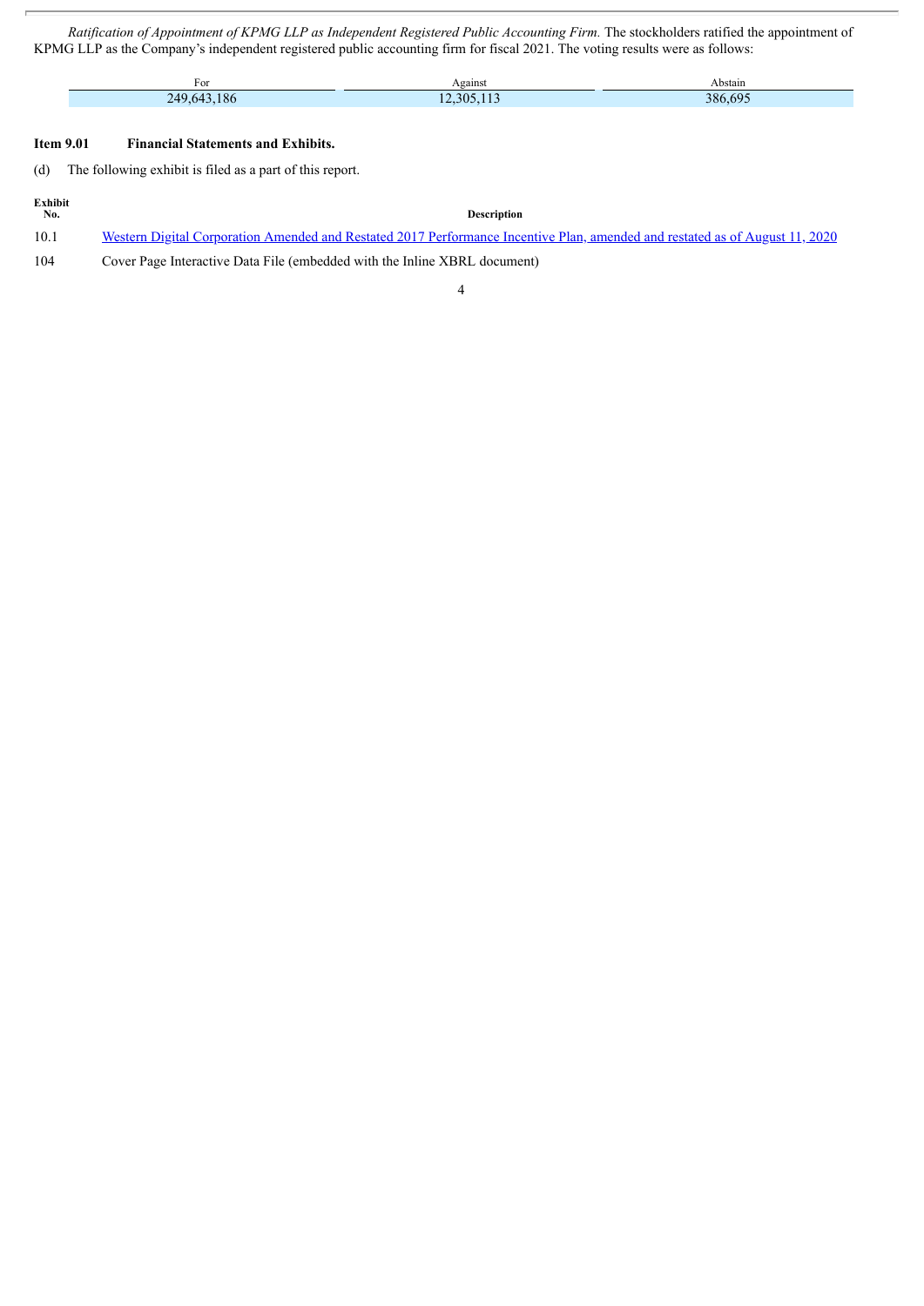*Ratification of Appointment of KPMG LLP as Independent Registered Public Accounting Firm.* The stockholders ratified the appointment of KPMG LLP as the Company's independent registered public accounting firm for fiscal 2021. The voting results were as follows:

| For | Against | Abstain |
|---|---|---|
| 249,643,186 | 12,305,113 | 386,695 |

**Item 9.01 Financial Statements and Exhibits.**

(d) The following exhibit is filed as a part of this report.

| Exhibit No. | Description |
|---|---|
| 10.1 | Western Digital Corporation Amended and Restated 2017 Performance Incentive Plan, amended and restated as of August 11, 2020 |
| 104 | Cover Page Interactive Data File (embedded with the Inline XBRL document) |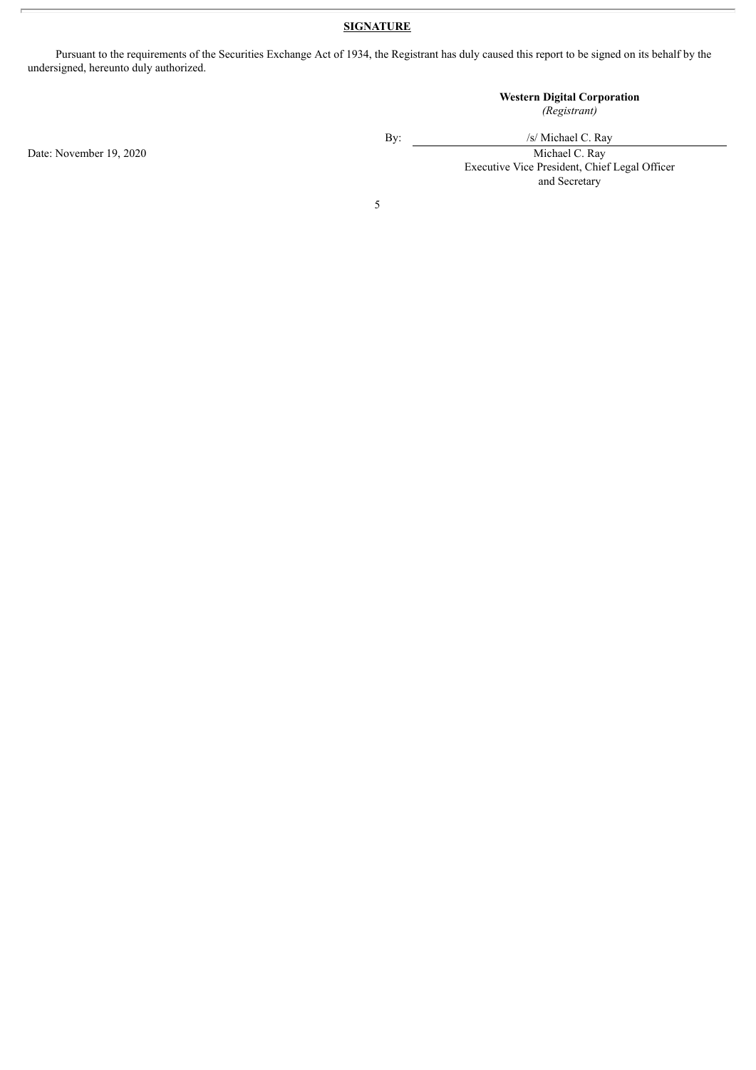**SIGNATURE**

Pursuant to the requirements of the Securities Exchange Act of 1934, the Registrant has duly caused this report to be signed on its behalf by the undersigned, hereunto duly authorized.

**Western Digital Corporation**
*(Registrant)*

Date: November 19, 2020

By: /s/ Michael C. Ray
Michael C. Ray
Executive Vice President, Chief Legal Officer and Secretary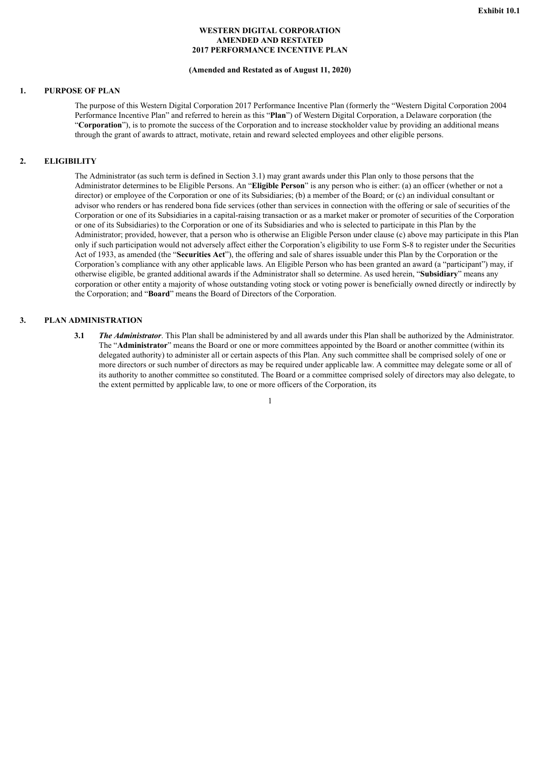**Exhibit 10.1**

**WESTERN DIGITAL CORPORATION**
**AMENDED AND RESTATED**
**2017 PERFORMANCE INCENTIVE PLAN**

**(Amended and Restated as of August 11, 2020)**

## 1. PURPOSE OF PLAN

The purpose of this Western Digital Corporation 2017 Performance Incentive Plan (formerly the "Western Digital Corporation 2004 Performance Incentive Plan" and referred to herein as this "**Plan**") of Western Digital Corporation, a Delaware corporation (the "**Corporation**"), is to promote the success of the Corporation and to increase stockholder value by providing an additional means through the grant of awards to attract, motivate, retain and reward selected employees and other eligible persons.

## 2. ELIGIBILITY

The Administrator (as such term is defined in Section 3.1) may grant awards under this Plan only to those persons that the Administrator determines to be Eligible Persons. An "**Eligible Person**" is any person who is either: (a) an officer (whether or not a director) or employee of the Corporation or one of its Subsidiaries; (b) a member of the Board; or (c) an individual consultant or advisor who renders or has rendered bona fide services (other than services in connection with the offering or sale of securities of the Corporation or one of its Subsidiaries in a capital-raising transaction or as a market maker or promoter of securities of the Corporation or one of its Subsidiaries) to the Corporation or one of its Subsidiaries and who is selected to participate in this Plan by the Administrator; provided, however, that a person who is otherwise an Eligible Person under clause (c) above may participate in this Plan only if such participation would not adversely affect either the Corporation's eligibility to use Form S-8 to register under the Securities Act of 1933, as amended (the "**Securities Act**"), the offering and sale of shares issuable under this Plan by the Corporation or the Corporation's compliance with any other applicable laws. An Eligible Person who has been granted an award (a "participant") may, if otherwise eligible, be granted additional awards if the Administrator shall so determine. As used herein, "**Subsidiary**" means any corporation or other entity a majority of whose outstanding voting stock or voting power is beneficially owned directly or indirectly by the Corporation; and "**Board**" means the Board of Directors of the Corporation.

## 3. PLAN ADMINISTRATION

**3.1** ***The Administrator***. This Plan shall be administered by and all awards under this Plan shall be authorized by the Administrator. The "**Administrator**" means the Board or one or more committees appointed by the Board or another committee (within its delegated authority) to administer all or certain aspects of this Plan. Any such committee shall be comprised solely of one or more directors or such number of directors as may be required under applicable law. A committee may delegate some or all of its authority to another committee so constituted. The Board or a committee comprised solely of directors may also delegate, to the extent permitted by applicable law, to one or more officers of the Corporation, its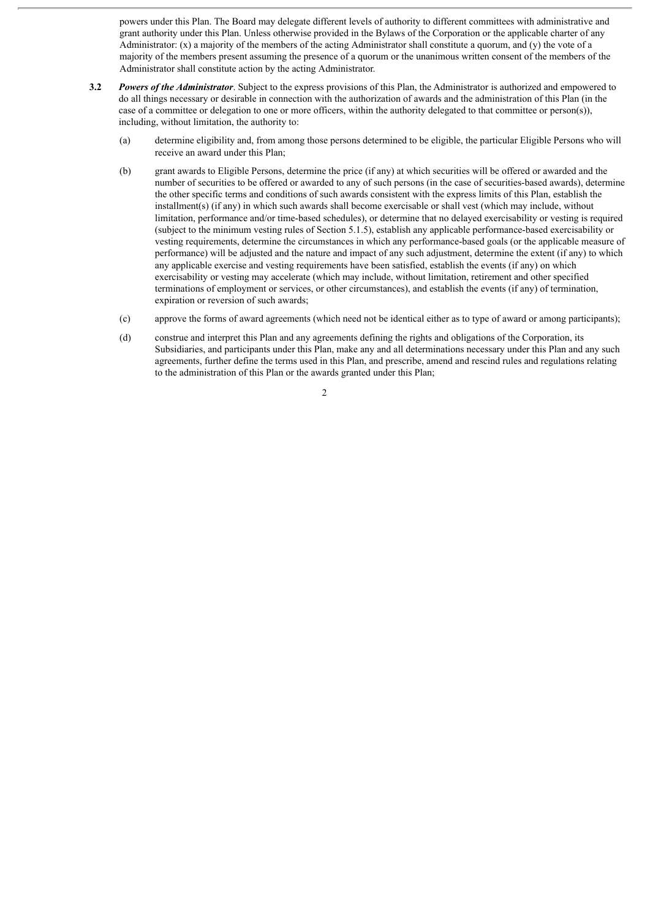powers under this Plan. The Board may delegate different levels of authority to different committees with administrative and grant authority under this Plan. Unless otherwise provided in the Bylaws of the Corporation or the applicable charter of any Administrator: (x) a majority of the members of the acting Administrator shall constitute a quorum, and (y) the vote of a majority of the members present assuming the presence of a quorum or the unanimous written consent of the members of the Administrator shall constitute action by the acting Administrator.

**3.2** ***Powers of the Administrator***. Subject to the express provisions of this Plan, the Administrator is authorized and empowered to do all things necessary or desirable in connection with the authorization of awards and the administration of this Plan (in the case of a committee or delegation to one or more officers, within the authority delegated to that committee or person(s)), including, without limitation, the authority to:

(a) determine eligibility and, from among those persons determined to be eligible, the particular Eligible Persons who will receive an award under this Plan;

(b) grant awards to Eligible Persons, determine the price (if any) at which securities will be offered or awarded and the number of securities to be offered or awarded to any of such persons (in the case of securities-based awards), determine the other specific terms and conditions of such awards consistent with the express limits of this Plan, establish the installment(s) (if any) in which such awards shall become exercisable or shall vest (which may include, without limitation, performance and/or time-based schedules), or determine that no delayed exercisability or vesting is required (subject to the minimum vesting rules of Section 5.1.5), establish any applicable performance-based exercisability or vesting requirements, determine the circumstances in which any performance-based goals (or the applicable measure of performance) will be adjusted and the nature and impact of any such adjustment, determine the extent (if any) to which any applicable exercise and vesting requirements have been satisfied, establish the events (if any) on which exercisability or vesting may accelerate (which may include, without limitation, retirement and other specified terminations of employment or services, or other circumstances), and establish the events (if any) of termination, expiration or reversion of such awards;

(c) approve the forms of award agreements (which need not be identical either as to type of award or among participants);

(d) construe and interpret this Plan and any agreements defining the rights and obligations of the Corporation, its Subsidiaries, and participants under this Plan, make any and all determinations necessary under this Plan and any such agreements, further define the terms used in this Plan, and prescribe, amend and rescind rules and regulations relating to the administration of this Plan or the awards granted under this Plan;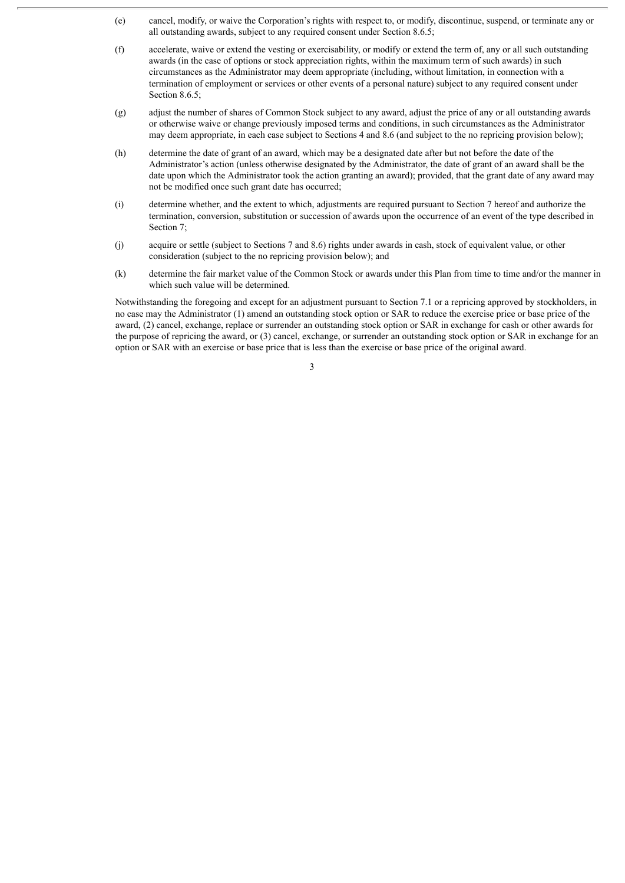(e) cancel, modify, or waive the Corporation's rights with respect to, or modify, discontinue, suspend, or terminate any or all outstanding awards, subject to any required consent under Section 8.6.5;

(f) accelerate, waive or extend the vesting or exercisability, or modify or extend the term of, any or all such outstanding awards (in the case of options or stock appreciation rights, within the maximum term of such awards) in such circumstances as the Administrator may deem appropriate (including, without limitation, in connection with a termination of employment or services or other events of a personal nature) subject to any required consent under Section 8.6.5;

(g) adjust the number of shares of Common Stock subject to any award, adjust the price of any or all outstanding awards or otherwise waive or change previously imposed terms and conditions, in such circumstances as the Administrator may deem appropriate, in each case subject to Sections 4 and 8.6 (and subject to the no repricing provision below);

(h) determine the date of grant of an award, which may be a designated date after but not before the date of the Administrator's action (unless otherwise designated by the Administrator, the date of grant of an award shall be the date upon which the Administrator took the action granting an award); provided, that the grant date of any award may not be modified once such grant date has occurred;

(i) determine whether, and the extent to which, adjustments are required pursuant to Section 7 hereof and authorize the termination, conversion, substitution or succession of awards upon the occurrence of an event of the type described in Section 7;

(j) acquire or settle (subject to Sections 7 and 8.6) rights under awards in cash, stock of equivalent value, or other consideration (subject to the no repricing provision below); and

(k) determine the fair market value of the Common Stock or awards under this Plan from time to time and/or the manner in which such value will be determined.

Notwithstanding the foregoing and except for an adjustment pursuant to Section 7.1 or a repricing approved by stockholders, in no case may the Administrator (1) amend an outstanding stock option or SAR to reduce the exercise price or base price of the award, (2) cancel, exchange, replace or surrender an outstanding stock option or SAR in exchange for cash or other awards for the purpose of repricing the award, or (3) cancel, exchange, or surrender an outstanding stock option or SAR in exchange for an option or SAR with an exercise or base price that is less than the exercise or base price of the original award.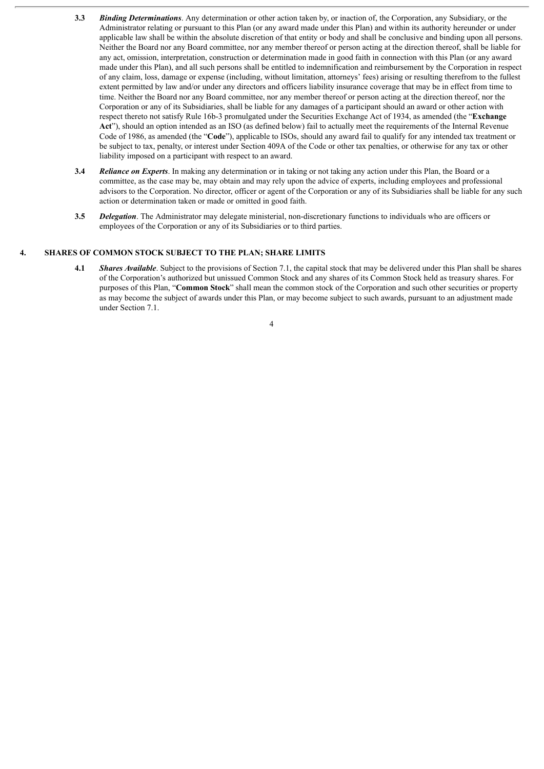**3.3** ***Binding Determinations***. Any determination or other action taken by, or inaction of, the Corporation, any Subsidiary, or the Administrator relating or pursuant to this Plan (or any award made under this Plan) and within its authority hereunder or under applicable law shall be within the absolute discretion of that entity or body and shall be conclusive and binding upon all persons. Neither the Board nor any Board committee, nor any member thereof or person acting at the direction thereof, shall be liable for any act, omission, interpretation, construction or determination made in good faith in connection with this Plan (or any award made under this Plan), and all such persons shall be entitled to indemnification and reimbursement by the Corporation in respect of any claim, loss, damage or expense (including, without limitation, attorneys' fees) arising or resulting therefrom to the fullest extent permitted by law and/or under any directors and officers liability insurance coverage that may be in effect from time to time. Neither the Board nor any Board committee, nor any member thereof or person acting at the direction thereof, nor the Corporation or any of its Subsidiaries, shall be liable for any damages of a participant should an award or other action with respect thereto not satisfy Rule 16b-3 promulgated under the Securities Exchange Act of 1934, as amended (the "**Exchange Act**"), should an option intended as an ISO (as defined below) fail to actually meet the requirements of the Internal Revenue Code of 1986, as amended (the "**Code**"), applicable to ISOs, should any award fail to qualify for any intended tax treatment or be subject to tax, penalty, or interest under Section 409A of the Code or other tax penalties, or otherwise for any tax or other liability imposed on a participant with respect to an award.

**3.4** ***Reliance on Experts***. In making any determination or in taking or not taking any action under this Plan, the Board or a committee, as the case may be, may obtain and may rely upon the advice of experts, including employees and professional advisors to the Corporation. No director, officer or agent of the Corporation or any of its Subsidiaries shall be liable for any such action or determination taken or made or omitted in good faith.

**3.5** ***Delegation***. The Administrator may delegate ministerial, non-discretionary functions to individuals who are officers or employees of the Corporation or any of its Subsidiaries or to third parties.

## 4. SHARES OF COMMON STOCK SUBJECT TO THE PLAN; SHARE LIMITS

**4.1** ***Shares Available***. Subject to the provisions of Section 7.1, the capital stock that may be delivered under this Plan shall be shares of the Corporation's authorized but unissued Common Stock and any shares of its Common Stock held as treasury shares. For purposes of this Plan, "**Common Stock**" shall mean the common stock of the Corporation and such other securities or property as may become the subject of awards under this Plan, or may become subject to such awards, pursuant to an adjustment made under Section 7.1.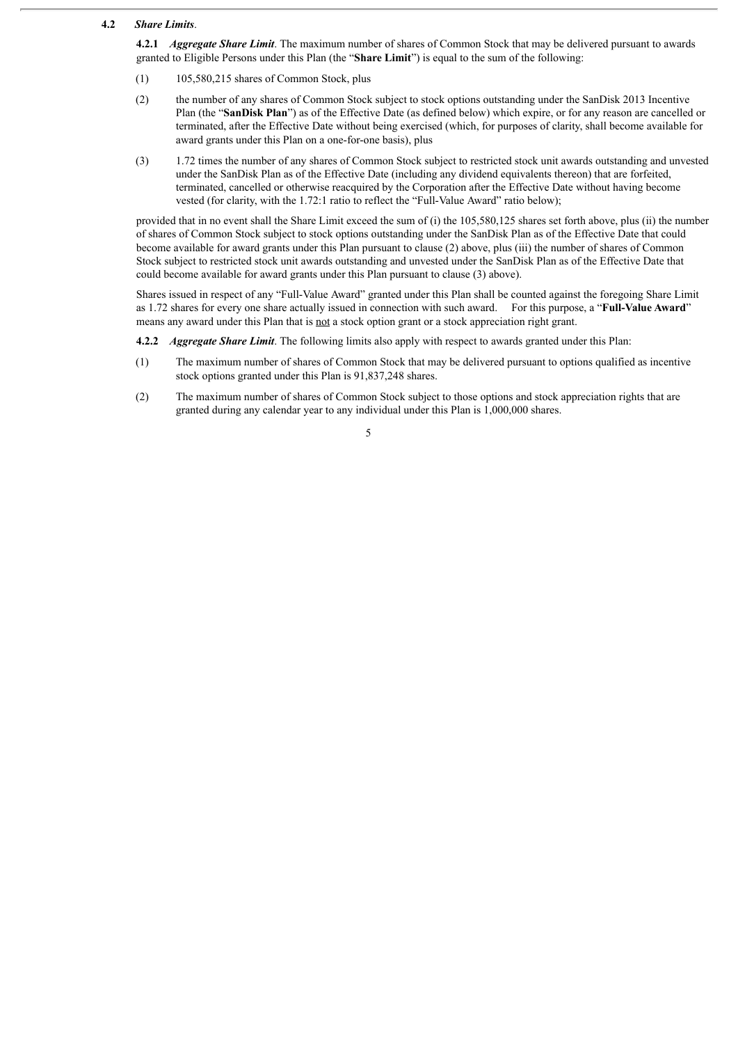**4.2** ***Share Limits*.**

**4.2.1** ***Aggregate Share Limit*.** The maximum number of shares of Common Stock that may be delivered pursuant to awards granted to Eligible Persons under this Plan (the "**Share Limit**") is equal to the sum of the following:

(1) 105,580,215 shares of Common Stock, plus

(2) the number of any shares of Common Stock subject to stock options outstanding under the SanDisk 2013 Incentive Plan (the "**SanDisk Plan**") as of the Effective Date (as defined below) which expire, or for any reason are cancelled or terminated, after the Effective Date without being exercised (which, for purposes of clarity, shall become available for award grants under this Plan on a one-for-one basis), plus

(3) 1.72 times the number of any shares of Common Stock subject to restricted stock unit awards outstanding and unvested under the SanDisk Plan as of the Effective Date (including any dividend equivalents thereon) that are forfeited, terminated, cancelled or otherwise reacquired by the Corporation after the Effective Date without having become vested (for clarity, with the 1.72:1 ratio to reflect the "Full-Value Award" ratio below);

provided that in no event shall the Share Limit exceed the sum of (i) the 105,580,125 shares set forth above, plus (ii) the number of shares of Common Stock subject to stock options outstanding under the SanDisk Plan as of the Effective Date that could become available for award grants under this Plan pursuant to clause (2) above, plus (iii) the number of shares of Common Stock subject to restricted stock unit awards outstanding and unvested under the SanDisk Plan as of the Effective Date that could become available for award grants under this Plan pursuant to clause (3) above).

Shares issued in respect of any "Full-Value Award" granted under this Plan shall be counted against the foregoing Share Limit as 1.72 shares for every one share actually issued in connection with such award. For this purpose, a "**Full-Value Award**" means any award under this Plan that is not a stock option grant or a stock appreciation right grant.

**4.2.2** ***Aggregate Share Limit*.** The following limits also apply with respect to awards granted under this Plan:

(1) The maximum number of shares of Common Stock that may be delivered pursuant to options qualified as incentive stock options granted under this Plan is 91,837,248 shares.

(2) The maximum number of shares of Common Stock subject to those options and stock appreciation rights that are granted during any calendar year to any individual under this Plan is 1,000,000 shares.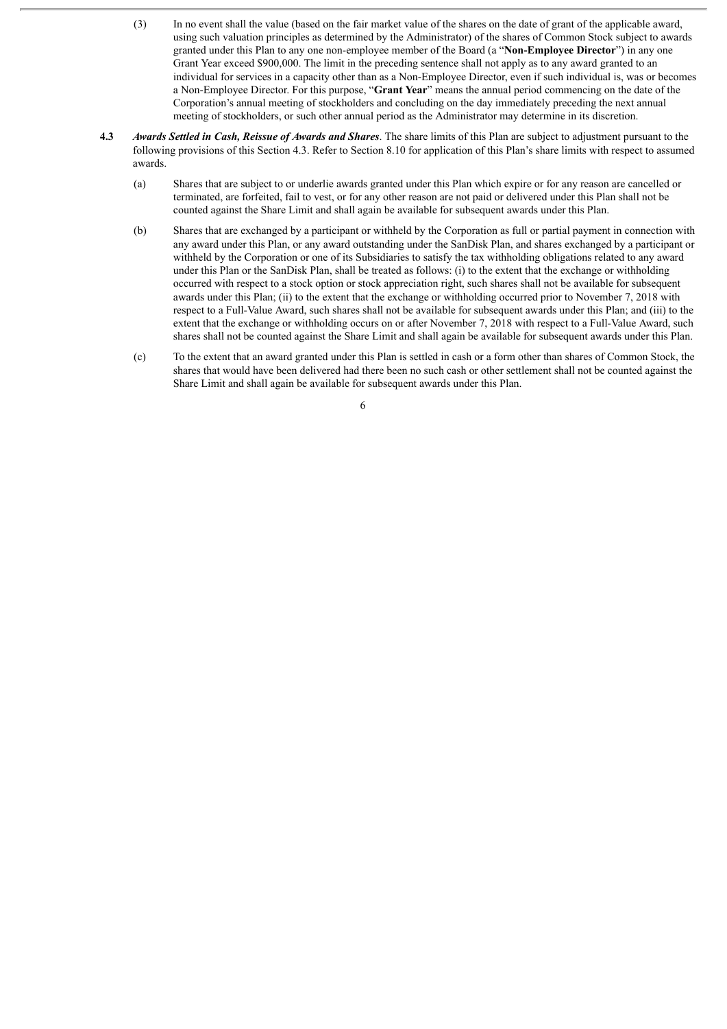(3) In no event shall the value (based on the fair market value of the shares on the date of grant of the applicable award, using such valuation principles as determined by the Administrator) of the shares of Common Stock subject to awards granted under this Plan to any one non-employee member of the Board (a "**Non-Employee Director**") in any one Grant Year exceed $900,000. The limit in the preceding sentence shall not apply as to any award granted to an individual for services in a capacity other than as a Non-Employee Director, even if such individual is, was or becomes a Non-Employee Director. For this purpose, "**Grant Year**" means the annual period commencing on the date of the Corporation's annual meeting of stockholders and concluding on the day immediately preceding the next annual meeting of stockholders, or such other annual period as the Administrator may determine in its discretion.

**4.3** ***Awards Settled in Cash, Reissue of Awards and Shares***. The share limits of this Plan are subject to adjustment pursuant to the following provisions of this Section 4.3. Refer to Section 8.10 for application of this Plan's share limits with respect to assumed awards.

(a) Shares that are subject to or underlie awards granted under this Plan which expire or for any reason are cancelled or terminated, are forfeited, fail to vest, or for any other reason are not paid or delivered under this Plan shall not be counted against the Share Limit and shall again be available for subsequent awards under this Plan.

(b) Shares that are exchanged by a participant or withheld by the Corporation as full or partial payment in connection with any award under this Plan, or any award outstanding under the SanDisk Plan, and shares exchanged by a participant or withheld by the Corporation or one of its Subsidiaries to satisfy the tax withholding obligations related to any award under this Plan or the SanDisk Plan, shall be treated as follows: (i) to the extent that the exchange or withholding occurred with respect to a stock option or stock appreciation right, such shares shall not be available for subsequent awards under this Plan; (ii) to the extent that the exchange or withholding occurred prior to November 7, 2018 with respect to a Full-Value Award, such shares shall not be available for subsequent awards under this Plan; and (iii) to the extent that the exchange or withholding occurs on or after November 7, 2018 with respect to a Full-Value Award, such shares shall not be counted against the Share Limit and shall again be available for subsequent awards under this Plan.

(c) To the extent that an award granted under this Plan is settled in cash or a form other than shares of Common Stock, the shares that would have been delivered had there been no such cash or other settlement shall not be counted against the Share Limit and shall again be available for subsequent awards under this Plan.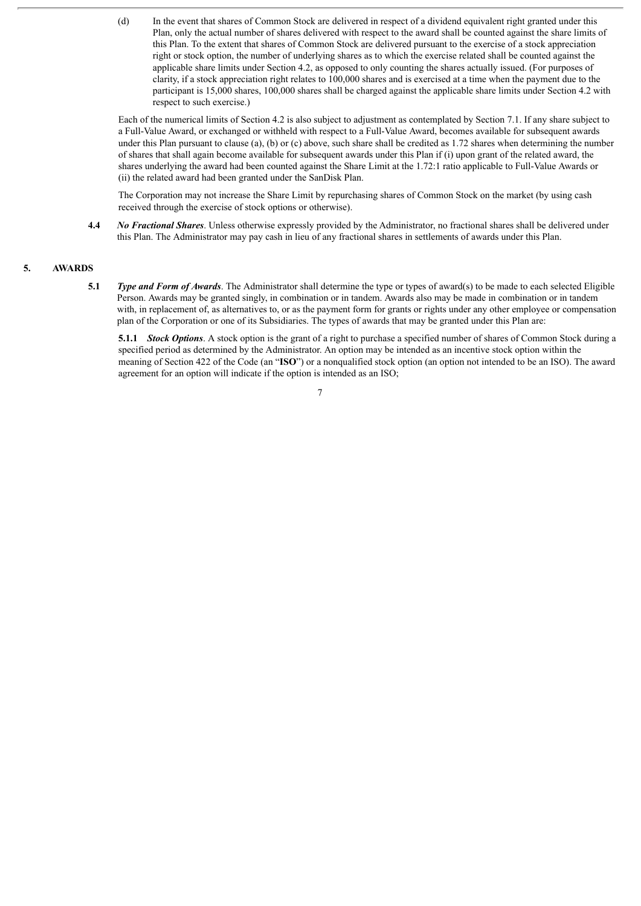(d) In the event that shares of Common Stock are delivered in respect of a dividend equivalent right granted under this Plan, only the actual number of shares delivered with respect to the award shall be counted against the share limits of this Plan. To the extent that shares of Common Stock are delivered pursuant to the exercise of a stock appreciation right or stock option, the number of underlying shares as to which the exercise related shall be counted against the applicable share limits under Section 4.2, as opposed to only counting the shares actually issued. (For purposes of clarity, if a stock appreciation right relates to 100,000 shares and is exercised at a time when the payment due to the participant is 15,000 shares, 100,000 shares shall be charged against the applicable share limits under Section 4.2 with respect to such exercise.)

Each of the numerical limits of Section 4.2 is also subject to adjustment as contemplated by Section 7.1. If any share subject to a Full-Value Award, or exchanged or withheld with respect to a Full-Value Award, becomes available for subsequent awards under this Plan pursuant to clause (a), (b) or (c) above, such share shall be credited as 1.72 shares when determining the number of shares that shall again become available for subsequent awards under this Plan if (i) upon grant of the related award, the shares underlying the award had been counted against the Share Limit at the 1.72:1 ratio applicable to Full-Value Awards or (ii) the related award had been granted under the SanDisk Plan.

The Corporation may not increase the Share Limit by repurchasing shares of Common Stock on the market (by using cash received through the exercise of stock options or otherwise).

**4.4** ***No Fractional Shares***. Unless otherwise expressly provided by the Administrator, no fractional shares shall be delivered under this Plan. The Administrator may pay cash in lieu of any fractional shares in settlements of awards under this Plan.

## 5. AWARDS

**5.1** ***Type and Form of Awards***. The Administrator shall determine the type or types of award(s) to be made to each selected Eligible Person. Awards may be granted singly, in combination or in tandem. Awards also may be made in combination or in tandem with, in replacement of, as alternatives to, or as the payment form for grants or rights under any other employee or compensation plan of the Corporation or one of its Subsidiaries. The types of awards that may be granted under this Plan are:

**5.1.1** ***Stock Options***. A stock option is the grant of a right to purchase a specified number of shares of Common Stock during a specified period as determined by the Administrator. An option may be intended as an incentive stock option within the meaning of Section 422 of the Code (an "**ISO**") or a nonqualified stock option (an option not intended to be an ISO). The award agreement for an option will indicate if the option is intended as an ISO;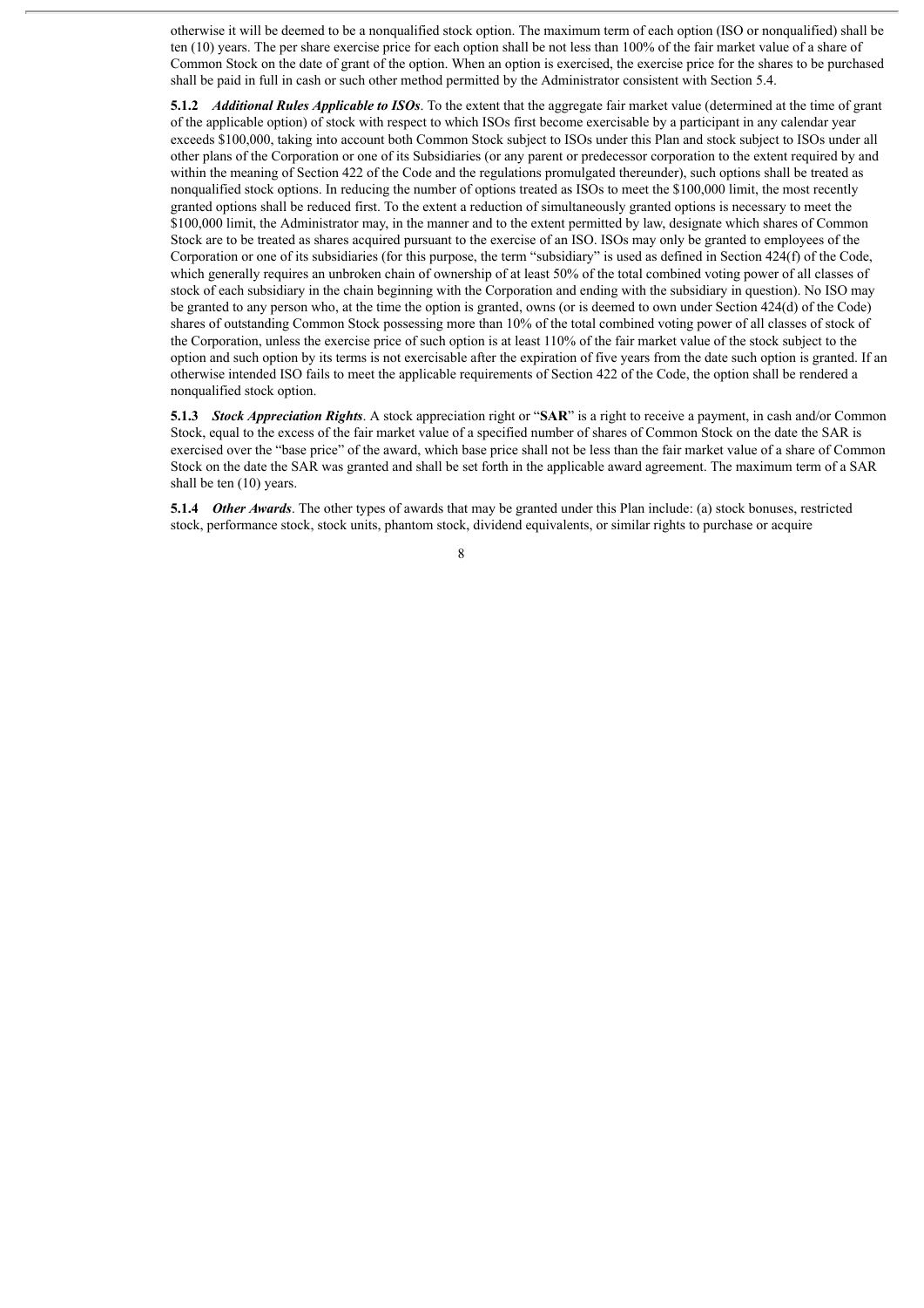otherwise it will be deemed to be a nonqualified stock option. The maximum term of each option (ISO or nonqualified) shall be ten (10) years. The per share exercise price for each option shall be not less than 100% of the fair market value of a share of Common Stock on the date of grant of the option. When an option is exercised, the exercise price for the shares to be purchased shall be paid in full in cash or such other method permitted by the Administrator consistent with Section 5.4.

**5.1.2** ***Additional Rules Applicable to ISOs***. To the extent that the aggregate fair market value (determined at the time of grant of the applicable option) of stock with respect to which ISOs first become exercisable by a participant in any calendar year exceeds $100,000, taking into account both Common Stock subject to ISOs under this Plan and stock subject to ISOs under all other plans of the Corporation or one of its Subsidiaries (or any parent or predecessor corporation to the extent required by and within the meaning of Section 422 of the Code and the regulations promulgated thereunder), such options shall be treated as nonqualified stock options. In reducing the number of options treated as ISOs to meet the $100,000 limit, the most recently granted options shall be reduced first. To the extent a reduction of simultaneously granted options is necessary to meet the $100,000 limit, the Administrator may, in the manner and to the extent permitted by law, designate which shares of Common Stock are to be treated as shares acquired pursuant to the exercise of an ISO. ISOs may only be granted to employees of the Corporation or one of its subsidiaries (for this purpose, the term "subsidiary" is used as defined in Section 424(f) of the Code, which generally requires an unbroken chain of ownership of at least 50% of the total combined voting power of all classes of stock of each subsidiary in the chain beginning with the Corporation and ending with the subsidiary in question). No ISO may be granted to any person who, at the time the option is granted, owns (or is deemed to own under Section 424(d) of the Code) shares of outstanding Common Stock possessing more than 10% of the total combined voting power of all classes of stock of the Corporation, unless the exercise price of such option is at least 110% of the fair market value of the stock subject to the option and such option by its terms is not exercisable after the expiration of five years from the date such option is granted. If an otherwise intended ISO fails to meet the applicable requirements of Section 422 of the Code, the option shall be rendered a nonqualified stock option.

**5.1.3** ***Stock Appreciation Rights***. A stock appreciation right or "**SAR**" is a right to receive a payment, in cash and/or Common Stock, equal to the excess of the fair market value of a specified number of shares of Common Stock on the date the SAR is exercised over the "base price" of the award, which base price shall not be less than the fair market value of a share of Common Stock on the date the SAR was granted and shall be set forth in the applicable award agreement. The maximum term of a SAR shall be ten (10) years.

**5.1.4** ***Other Awards***. The other types of awards that may be granted under this Plan include: (a) stock bonuses, restricted stock, performance stock, stock units, phantom stock, dividend equivalents, or similar rights to purchase or acquire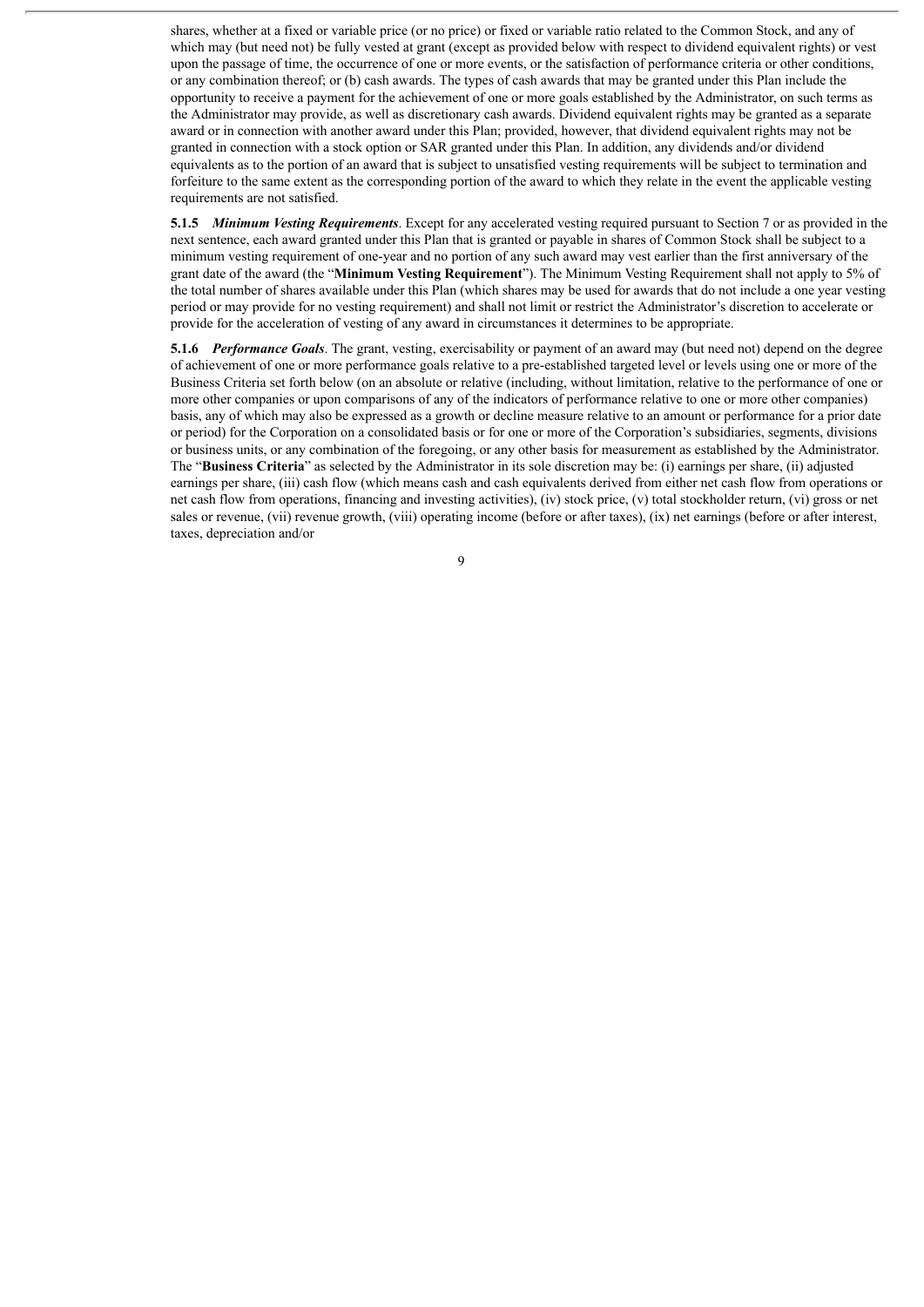shares, whether at a fixed or variable price (or no price) or fixed or variable ratio related to the Common Stock, and any of which may (but need not) be fully vested at grant (except as provided below with respect to dividend equivalent rights) or vest upon the passage of time, the occurrence of one or more events, or the satisfaction of performance criteria or other conditions, or any combination thereof; or (b) cash awards. The types of cash awards that may be granted under this Plan include the opportunity to receive a payment for the achievement of one or more goals established by the Administrator, on such terms as the Administrator may provide, as well as discretionary cash awards. Dividend equivalent rights may be granted as a separate award or in connection with another award under this Plan; provided, however, that dividend equivalent rights may not be granted in connection with a stock option or SAR granted under this Plan. In addition, any dividends and/or dividend equivalents as to the portion of an award that is subject to unsatisfied vesting requirements will be subject to termination and forfeiture to the same extent as the corresponding portion of the award to which they relate in the event the applicable vesting requirements are not satisfied.

**5.1.5** ***Minimum Vesting Requirements***. Except for any accelerated vesting required pursuant to Section 7 or as provided in the next sentence, each award granted under this Plan that is granted or payable in shares of Common Stock shall be subject to a minimum vesting requirement of one-year and no portion of any such award may vest earlier than the first anniversary of the grant date of the award (the "**Minimum Vesting Requirement**"). The Minimum Vesting Requirement shall not apply to 5% of the total number of shares available under this Plan (which shares may be used for awards that do not include a one year vesting period or may provide for no vesting requirement) and shall not limit or restrict the Administrator's discretion to accelerate or provide for the acceleration of vesting of any award in circumstances it determines to be appropriate.

**5.1.6** ***Performance Goals***. The grant, vesting, exercisability or payment of an award may (but need not) depend on the degree of achievement of one or more performance goals relative to a pre-established targeted level or levels using one or more of the Business Criteria set forth below (on an absolute or relative (including, without limitation, relative to the performance of one or more other companies or upon comparisons of any of the indicators of performance relative to one or more other companies) basis, any of which may also be expressed as a growth or decline measure relative to an amount or performance for a prior date or period) for the Corporation on a consolidated basis or for one or more of the Corporation's subsidiaries, segments, divisions or business units, or any combination of the foregoing, or any other basis for measurement as established by the Administrator. The "**Business Criteria**" as selected by the Administrator in its sole discretion may be: (i) earnings per share, (ii) adjusted earnings per share, (iii) cash flow (which means cash and cash equivalents derived from either net cash flow from operations or net cash flow from operations, financing and investing activities), (iv) stock price, (v) total stockholder return, (vi) gross or net sales or revenue, (vii) revenue growth, (viii) operating income (before or after taxes), (ix) net earnings (before or after interest, taxes, depreciation and/or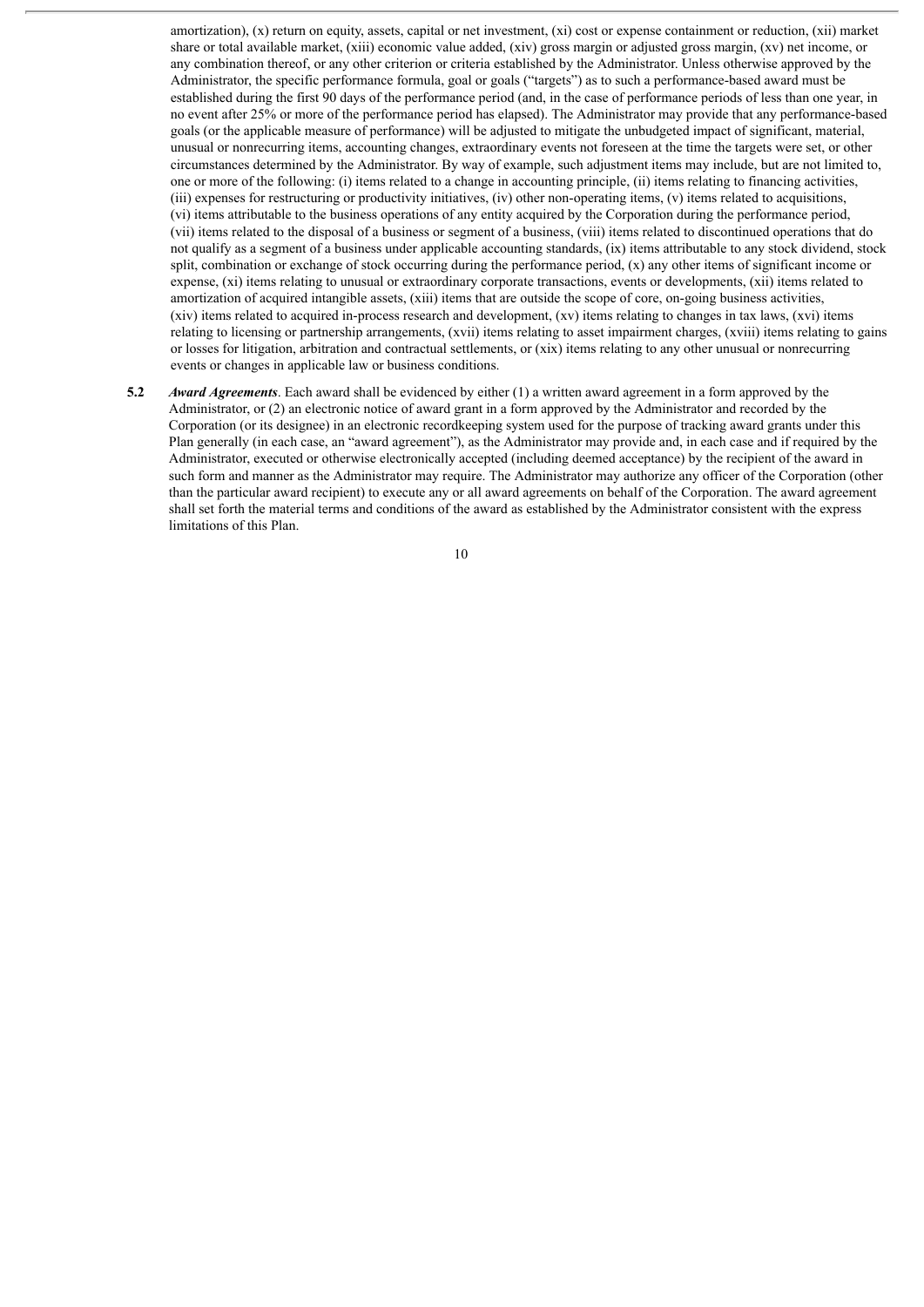amortization), (x) return on equity, assets, capital or net investment, (xi) cost or expense containment or reduction, (xii) market share or total available market, (xiii) economic value added, (xiv) gross margin or adjusted gross margin, (xv) net income, or any combination thereof, or any other criterion or criteria established by the Administrator. Unless otherwise approved by the Administrator, the specific performance formula, goal or goals ("targets") as to such a performance-based award must be established during the first 90 days of the performance period (and, in the case of performance periods of less than one year, in no event after 25% or more of the performance period has elapsed). The Administrator may provide that any performance-based goals (or the applicable measure of performance) will be adjusted to mitigate the unbudgeted impact of significant, material, unusual or nonrecurring items, accounting changes, extraordinary events not foreseen at the time the targets were set, or other circumstances determined by the Administrator. By way of example, such adjustment items may include, but are not limited to, one or more of the following: (i) items related to a change in accounting principle, (ii) items relating to financing activities, (iii) expenses for restructuring or productivity initiatives, (iv) other non-operating items, (v) items related to acquisitions, (vi) items attributable to the business operations of any entity acquired by the Corporation during the performance period, (vii) items related to the disposal of a business or segment of a business, (viii) items related to discontinued operations that do not qualify as a segment of a business under applicable accounting standards, (ix) items attributable to any stock dividend, stock split, combination or exchange of stock occurring during the performance period, (x) any other items of significant income or expense, (xi) items relating to unusual or extraordinary corporate transactions, events or developments, (xii) items related to amortization of acquired intangible assets, (xiii) items that are outside the scope of core, on-going business activities, (xiv) items related to acquired in-process research and development, (xv) items relating to changes in tax laws, (xvi) items relating to licensing or partnership arrangements, (xvii) items relating to asset impairment charges, (xviii) items relating to gains or losses for litigation, arbitration and contractual settlements, or (xix) items relating to any other unusual or nonrecurring events or changes in applicable law or business conditions.

**5.2** ***Award Agreements***. Each award shall be evidenced by either (1) a written award agreement in a form approved by the Administrator, or (2) an electronic notice of award grant in a form approved by the Administrator and recorded by the Corporation (or its designee) in an electronic recordkeeping system used for the purpose of tracking award grants under this Plan generally (in each case, an "award agreement"), as the Administrator may provide and, in each case and if required by the Administrator, executed or otherwise electronically accepted (including deemed acceptance) by the recipient of the award in such form and manner as the Administrator may require. The Administrator may authorize any officer of the Corporation (other than the particular award recipient) to execute any or all award agreements on behalf of the Corporation. The award agreement shall set forth the material terms and conditions of the award as established by the Administrator consistent with the express limitations of this Plan.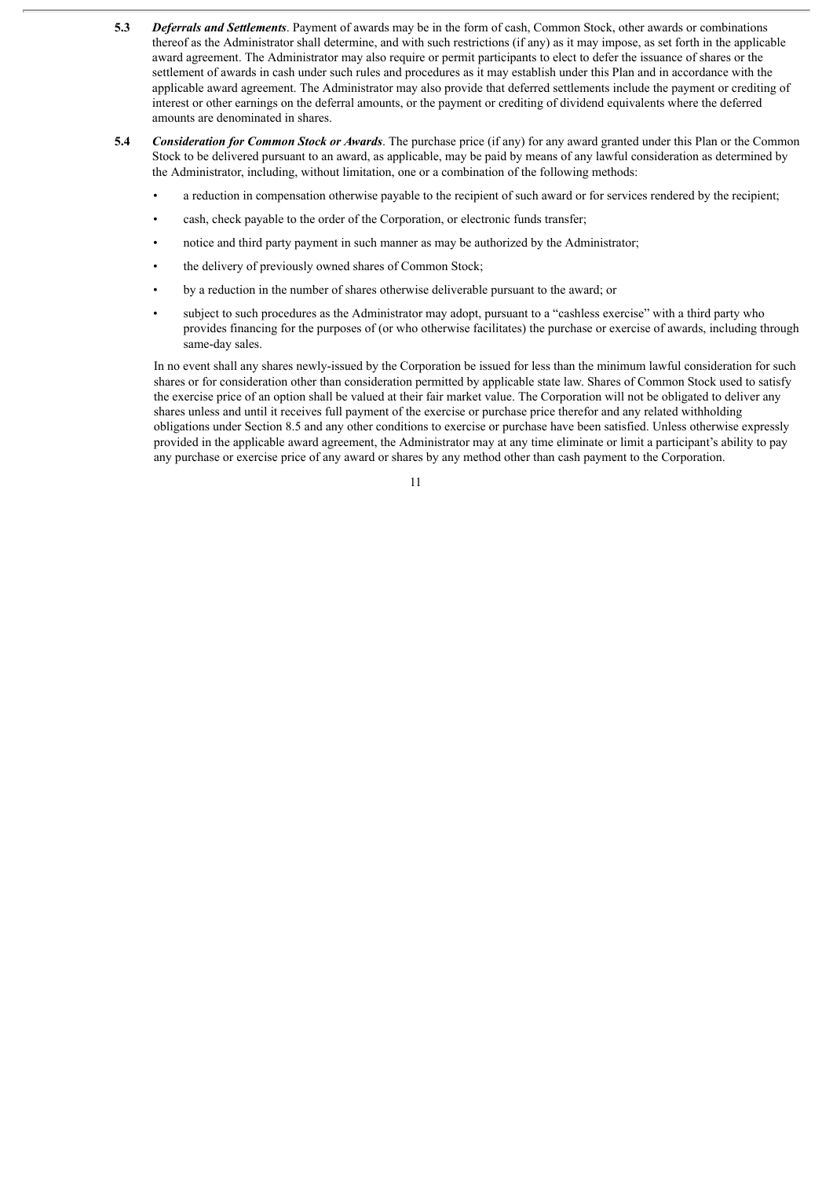**5.3** ***Deferrals and Settlements***. Payment of awards may be in the form of cash, Common Stock, other awards or combinations thereof as the Administrator shall determine, and with such restrictions (if any) as it may impose, as set forth in the applicable award agreement. The Administrator may also require or permit participants to elect to defer the issuance of shares or the settlement of awards in cash under such rules and procedures as it may establish under this Plan and in accordance with the applicable award agreement. The Administrator may also provide that deferred settlements include the payment or crediting of interest or other earnings on the deferral amounts, or the payment or crediting of dividend equivalents where the deferred amounts are denominated in shares.

**5.4** ***Consideration for Common Stock or Awards***. The purchase price (if any) for any award granted under this Plan or the Common Stock to be delivered pursuant to an award, as applicable, may be paid by means of any lawful consideration as determined by the Administrator, including, without limitation, one or a combination of the following methods:

- a reduction in compensation otherwise payable to the recipient of such award or for services rendered by the recipient;
- cash, check payable to the order of the Corporation, or electronic funds transfer;
- notice and third party payment in such manner as may be authorized by the Administrator;
- the delivery of previously owned shares of Common Stock;
- by a reduction in the number of shares otherwise deliverable pursuant to the award; or
- subject to such procedures as the Administrator may adopt, pursuant to a "cashless exercise" with a third party who provides financing for the purposes of (or who otherwise facilitates) the purchase or exercise of awards, including through same-day sales.

In no event shall any shares newly-issued by the Corporation be issued for less than the minimum lawful consideration for such shares or for consideration other than consideration permitted by applicable state law. Shares of Common Stock used to satisfy the exercise price of an option shall be valued at their fair market value. The Corporation will not be obligated to deliver any shares unless and until it receives full payment of the exercise or purchase price therefor and any related withholding obligations under Section 8.5 and any other conditions to exercise or purchase have been satisfied. Unless otherwise expressly provided in the applicable award agreement, the Administrator may at any time eliminate or limit a participant's ability to pay any purchase or exercise price of any award or shares by any method other than cash payment to the Corporation.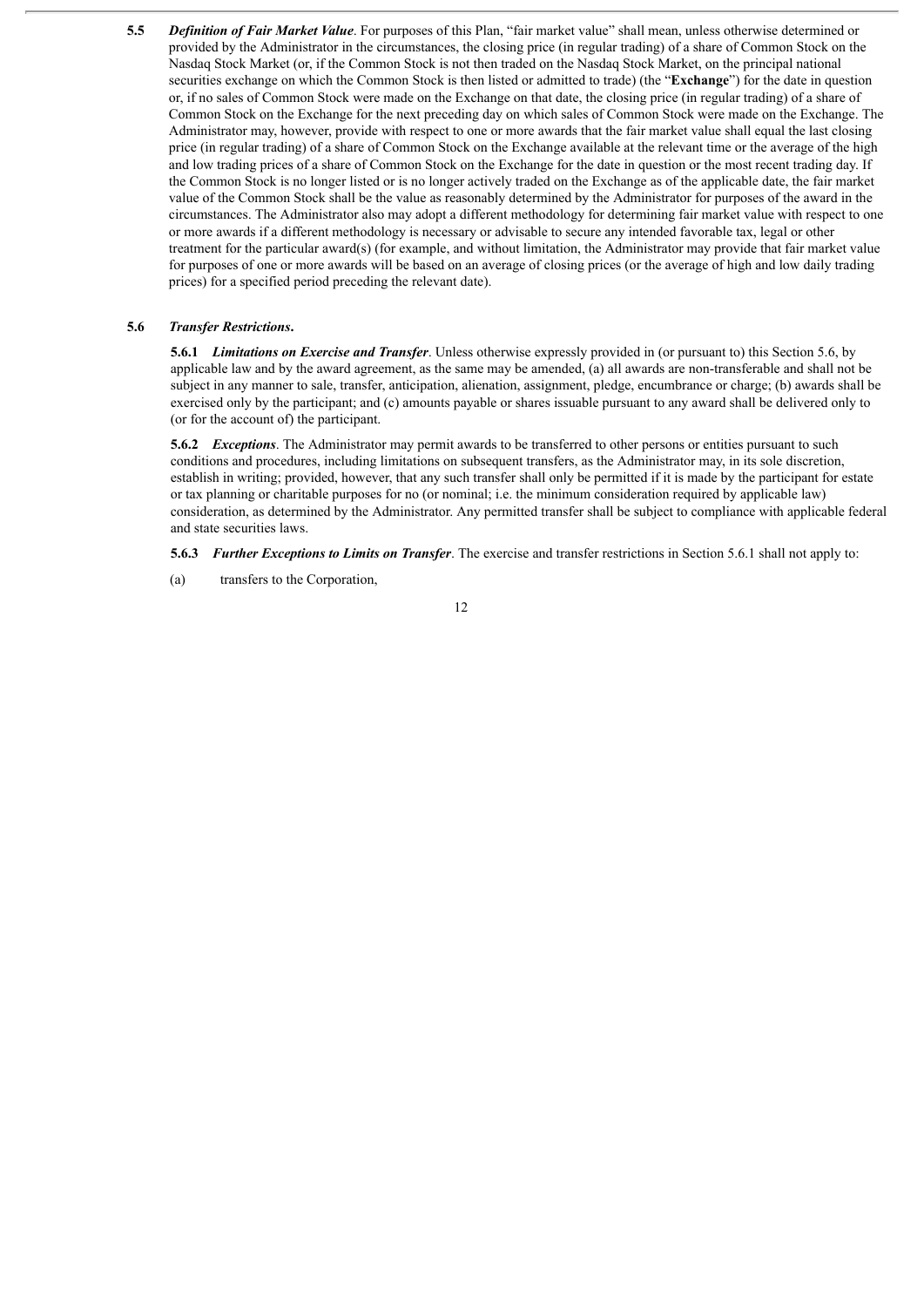**5.5** ***Definition of Fair Market Value***. For purposes of this Plan, "fair market value" shall mean, unless otherwise determined or provided by the Administrator in the circumstances, the closing price (in regular trading) of a share of Common Stock on the Nasdaq Stock Market (or, if the Common Stock is not then traded on the Nasdaq Stock Market, on the principal national securities exchange on which the Common Stock is then listed or admitted to trade) (the "**Exchange**") for the date in question or, if no sales of Common Stock were made on the Exchange on that date, the closing price (in regular trading) of a share of Common Stock on the Exchange for the next preceding day on which sales of Common Stock were made on the Exchange. The Administrator may, however, provide with respect to one or more awards that the fair market value shall equal the last closing price (in regular trading) of a share of Common Stock on the Exchange available at the relevant time or the average of the high and low trading prices of a share of Common Stock on the Exchange for the date in question or the most recent trading day. If the Common Stock is no longer listed or is no longer actively traded on the Exchange as of the applicable date, the fair market value of the Common Stock shall be the value as reasonably determined by the Administrator for purposes of the award in the circumstances. The Administrator also may adopt a different methodology for determining fair market value with respect to one or more awards if a different methodology is necessary or advisable to secure any intended favorable tax, legal or other treatment for the particular award(s) (for example, and without limitation, the Administrator may provide that fair market value for purposes of one or more awards will be based on an average of closing prices (or the average of high and low daily trading prices) for a specified period preceding the relevant date).

**5.6** ***Transfer Restrictions***.

**5.6.1** ***Limitations on Exercise and Transfer***. Unless otherwise expressly provided in (or pursuant to) this Section 5.6, by applicable law and by the award agreement, as the same may be amended, (a) all awards are non-transferable and shall not be subject in any manner to sale, transfer, anticipation, alienation, assignment, pledge, encumbrance or charge; (b) awards shall be exercised only by the participant; and (c) amounts payable or shares issuable pursuant to any award shall be delivered only to (or for the account of) the participant.

**5.6.2** ***Exceptions***. The Administrator may permit awards to be transferred to other persons or entities pursuant to such conditions and procedures, including limitations on subsequent transfers, as the Administrator may, in its sole discretion, establish in writing; provided, however, that any such transfer shall only be permitted if it is made by the participant for estate or tax planning or charitable purposes for no (or nominal; i.e. the minimum consideration required by applicable law) consideration, as determined by the Administrator. Any permitted transfer shall be subject to compliance with applicable federal and state securities laws.

**5.6.3** ***Further Exceptions to Limits on Transfer***. The exercise and transfer restrictions in Section 5.6.1 shall not apply to:

(a) transfers to the Corporation,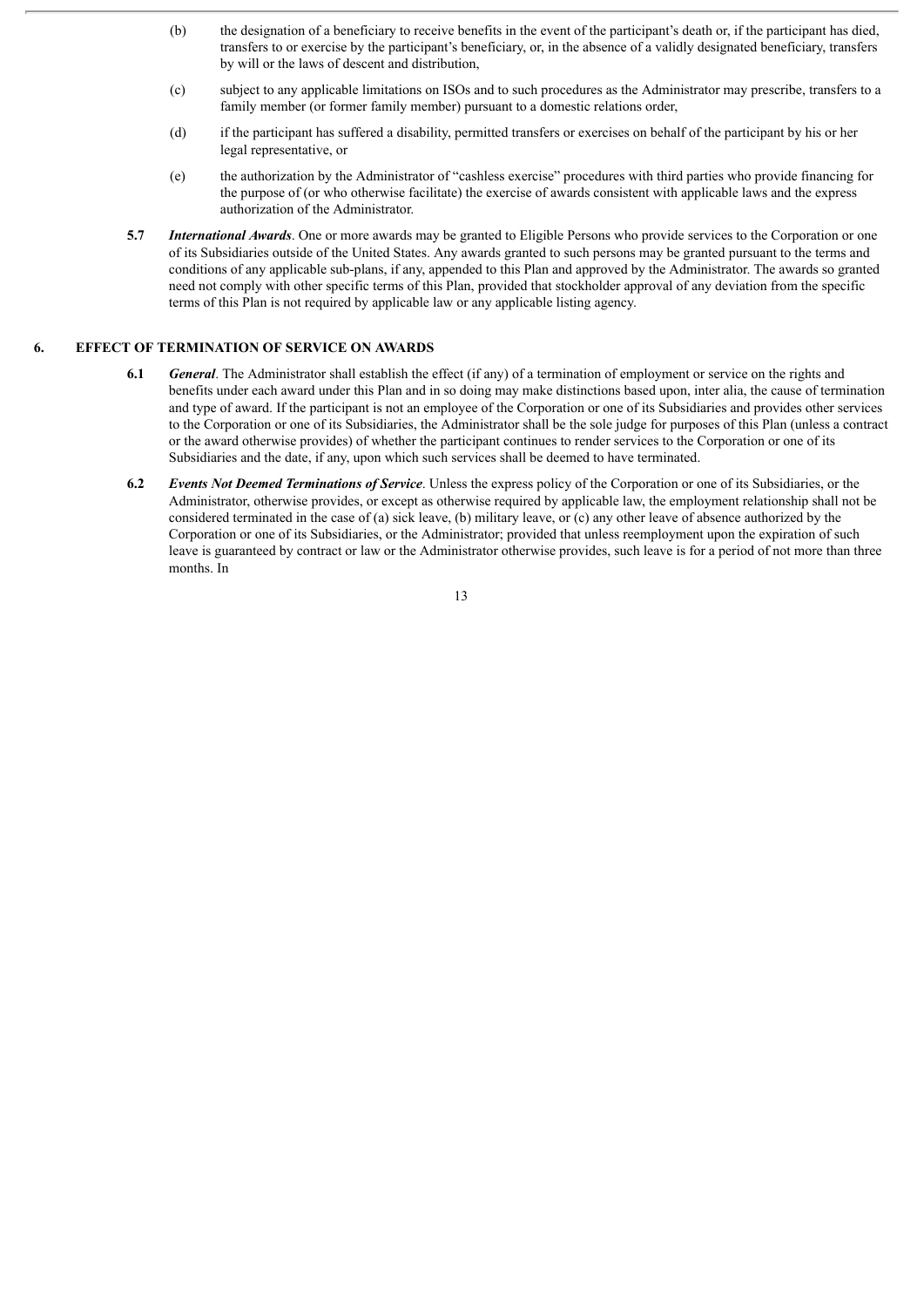(b) the designation of a beneficiary to receive benefits in the event of the participant's death or, if the participant has died, transfers to or exercise by the participant's beneficiary, or, in the absence of a validly designated beneficiary, transfers by will or the laws of descent and distribution,

(c) subject to any applicable limitations on ISOs and to such procedures as the Administrator may prescribe, transfers to a family member (or former family member) pursuant to a domestic relations order,

(d) if the participant has suffered a disability, permitted transfers or exercises on behalf of the participant by his or her legal representative, or

(e) the authorization by the Administrator of "cashless exercise" procedures with third parties who provide financing for the purpose of (or who otherwise facilitate) the exercise of awards consistent with applicable laws and the express authorization of the Administrator.

**5.7** ***International Awards***. One or more awards may be granted to Eligible Persons who provide services to the Corporation or one of its Subsidiaries outside of the United States. Any awards granted to such persons may be granted pursuant to the terms and conditions of any applicable sub-plans, if any, appended to this Plan and approved by the Administrator. The awards so granted need not comply with other specific terms of this Plan, provided that stockholder approval of any deviation from the specific terms of this Plan is not required by applicable law or any applicable listing agency.

## 6. EFFECT OF TERMINATION OF SERVICE ON AWARDS

**6.1** ***General***. The Administrator shall establish the effect (if any) of a termination of employment or service on the rights and benefits under each award under this Plan and in so doing may make distinctions based upon, inter alia, the cause of termination and type of award. If the participant is not an employee of the Corporation or one of its Subsidiaries and provides other services to the Corporation or one of its Subsidiaries, the Administrator shall be the sole judge for purposes of this Plan (unless a contract or the award otherwise provides) of whether the participant continues to render services to the Corporation or one of its Subsidiaries and the date, if any, upon which such services shall be deemed to have terminated.

**6.2** ***Events Not Deemed Terminations of Service***. Unless the express policy of the Corporation or one of its Subsidiaries, or the Administrator, otherwise provides, or except as otherwise required by applicable law, the employment relationship shall not be considered terminated in the case of (a) sick leave, (b) military leave, or (c) any other leave of absence authorized by the Corporation or one of its Subsidiaries, or the Administrator; provided that unless reemployment upon the expiration of such leave is guaranteed by contract or law or the Administrator otherwise provides, such leave is for a period of not more than three months. In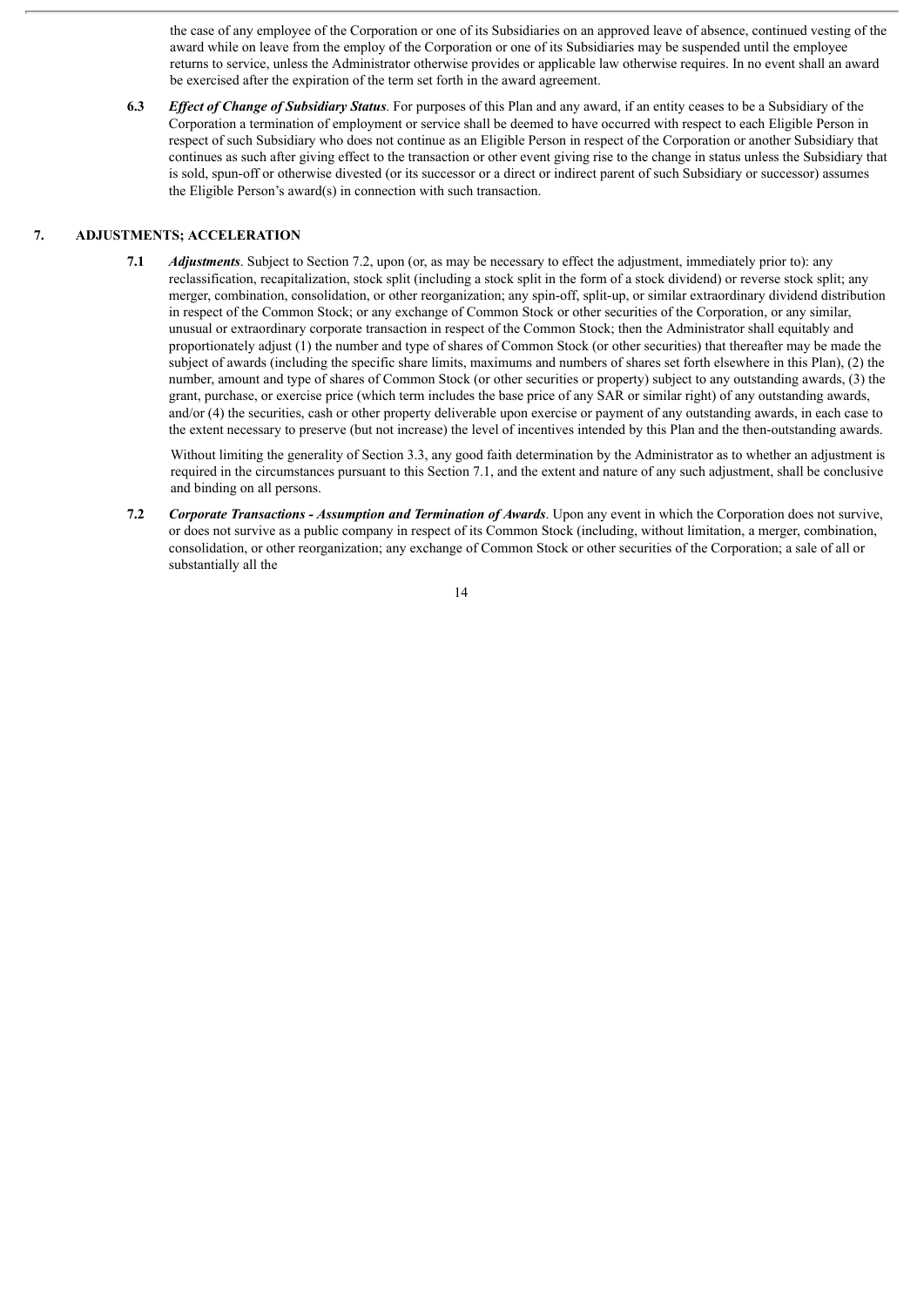the case of any employee of the Corporation or one of its Subsidiaries on an approved leave of absence, continued vesting of the award while on leave from the employ of the Corporation or one of its Subsidiaries may be suspended until the employee returns to service, unless the Administrator otherwise provides or applicable law otherwise requires. In no event shall an award be exercised after the expiration of the term set forth in the award agreement.

**6.3** ***Effect of Change of Subsidiary Status***. For purposes of this Plan and any award, if an entity ceases to be a Subsidiary of the Corporation a termination of employment or service shall be deemed to have occurred with respect to each Eligible Person in respect of such Subsidiary who does not continue as an Eligible Person in respect of the Corporation or another Subsidiary that continues as such after giving effect to the transaction or other event giving rise to the change in status unless the Subsidiary that is sold, spun-off or otherwise divested (or its successor or a direct or indirect parent of such Subsidiary or successor) assumes the Eligible Person's award(s) in connection with such transaction.

## 7. ADJUSTMENTS; ACCELERATION

**7.1** ***Adjustments***. Subject to Section 7.2, upon (or, as may be necessary to effect the adjustment, immediately prior to): any reclassification, recapitalization, stock split (including a stock split in the form of a stock dividend) or reverse stock split; any merger, combination, consolidation, or other reorganization; any spin-off, split-up, or similar extraordinary dividend distribution in respect of the Common Stock; or any exchange of Common Stock or other securities of the Corporation, or any similar, unusual or extraordinary corporate transaction in respect of the Common Stock; then the Administrator shall equitably and proportionately adjust (1) the number and type of shares of Common Stock (or other securities) that thereafter may be made the subject of awards (including the specific share limits, maximums and numbers of shares set forth elsewhere in this Plan), (2) the number, amount and type of shares of Common Stock (or other securities or property) subject to any outstanding awards, (3) the grant, purchase, or exercise price (which term includes the base price of any SAR or similar right) of any outstanding awards, and/or (4) the securities, cash or other property deliverable upon exercise or payment of any outstanding awards, in each case to the extent necessary to preserve (but not increase) the level of incentives intended by this Plan and the then-outstanding awards.

Without limiting the generality of Section 3.3, any good faith determination by the Administrator as to whether an adjustment is required in the circumstances pursuant to this Section 7.1, and the extent and nature of any such adjustment, shall be conclusive and binding on all persons.

**7.2** ***Corporate Transactions - Assumption and Termination of Awards***. Upon any event in which the Corporation does not survive, or does not survive as a public company in respect of its Common Stock (including, without limitation, a merger, combination, consolidation, or other reorganization; any exchange of Common Stock or other securities of the Corporation; a sale of all or substantially all the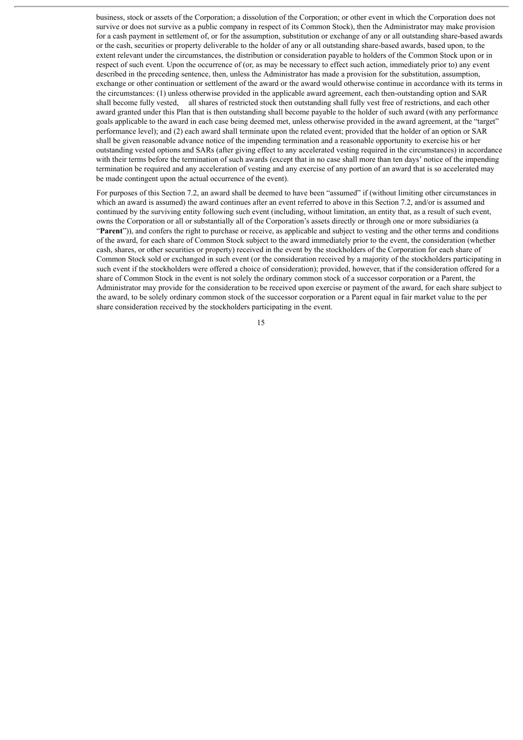business, stock or assets of the Corporation; a dissolution of the Corporation; or other event in which the Corporation does not survive or does not survive as a public company in respect of its Common Stock), then the Administrator may make provision for a cash payment in settlement of, or for the assumption, substitution or exchange of any or all outstanding share-based awards or the cash, securities or property deliverable to the holder of any or all outstanding share-based awards, based upon, to the extent relevant under the circumstances, the distribution or consideration payable to holders of the Common Stock upon or in respect of such event. Upon the occurrence of (or, as may be necessary to effect such action, immediately prior to) any event described in the preceding sentence, then, unless the Administrator has made a provision for the substitution, assumption, exchange or other continuation or settlement of the award or the award would otherwise continue in accordance with its terms in the circumstances: (1) unless otherwise provided in the applicable award agreement, each then-outstanding option and SAR shall become fully vested, all shares of restricted stock then outstanding shall fully vest free of restrictions, and each other award granted under this Plan that is then outstanding shall become payable to the holder of such award (with any performance goals applicable to the award in each case being deemed met, unless otherwise provided in the award agreement, at the "target" performance level); and (2) each award shall terminate upon the related event; provided that the holder of an option or SAR shall be given reasonable advance notice of the impending termination and a reasonable opportunity to exercise his or her outstanding vested options and SARs (after giving effect to any accelerated vesting required in the circumstances) in accordance with their terms before the termination of such awards (except that in no case shall more than ten days' notice of the impending termination be required and any acceleration of vesting and any exercise of any portion of an award that is so accelerated may be made contingent upon the actual occurrence of the event).

For purposes of this Section 7.2, an award shall be deemed to have been "assumed" if (without limiting other circumstances in which an award is assumed) the award continues after an event referred to above in this Section 7.2, and/or is assumed and continued by the surviving entity following such event (including, without limitation, an entity that, as a result of such event, owns the Corporation or all or substantially all of the Corporation's assets directly or through one or more subsidiaries (a "**Parent**")), and confers the right to purchase or receive, as applicable and subject to vesting and the other terms and conditions of the award, for each share of Common Stock subject to the award immediately prior to the event, the consideration (whether cash, shares, or other securities or property) received in the event by the stockholders of the Corporation for each share of Common Stock sold or exchanged in such event (or the consideration received by a majority of the stockholders participating in such event if the stockholders were offered a choice of consideration); provided, however, that if the consideration offered for a share of Common Stock in the event is not solely the ordinary common stock of a successor corporation or a Parent, the Administrator may provide for the consideration to be received upon exercise or payment of the award, for each share subject to the award, to be solely ordinary common stock of the successor corporation or a Parent equal in fair market value to the per share consideration received by the stockholders participating in the event.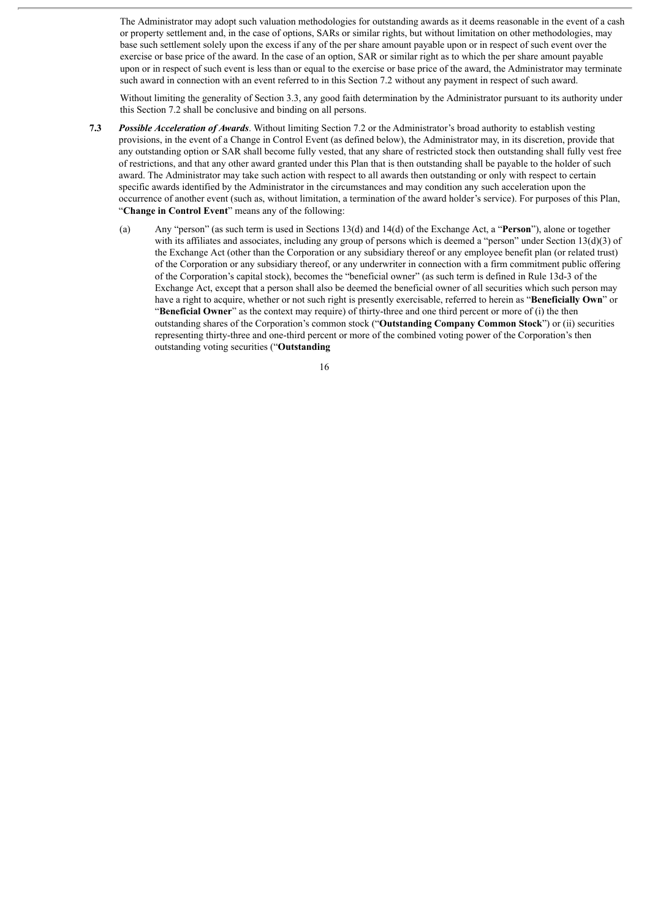The Administrator may adopt such valuation methodologies for outstanding awards as it deems reasonable in the event of a cash or property settlement and, in the case of options, SARs or similar rights, but without limitation on other methodologies, may base such settlement solely upon the excess if any of the per share amount payable upon or in respect of such event over the exercise or base price of the award. In the case of an option, SAR or similar right as to which the per share amount payable upon or in respect of such event is less than or equal to the exercise or base price of the award, the Administrator may terminate such award in connection with an event referred to in this Section 7.2 without any payment in respect of such award.

Without limiting the generality of Section 3.3, any good faith determination by the Administrator pursuant to its authority under this Section 7.2 shall be conclusive and binding on all persons.

**7.3** ***Possible Acceleration of Awards***. Without limiting Section 7.2 or the Administrator's broad authority to establish vesting provisions, in the event of a Change in Control Event (as defined below), the Administrator may, in its discretion, provide that any outstanding option or SAR shall become fully vested, that any share of restricted stock then outstanding shall fully vest free of restrictions, and that any other award granted under this Plan that is then outstanding shall be payable to the holder of such award. The Administrator may take such action with respect to all awards then outstanding or only with respect to certain specific awards identified by the Administrator in the circumstances and may condition any such acceleration upon the occurrence of another event (such as, without limitation, a termination of the award holder's service). For purposes of this Plan, "**Change in Control Event**" means any of the following:

(a) Any "person" (as such term is used in Sections 13(d) and 14(d) of the Exchange Act, a "**Person**"), alone or together with its affiliates and associates, including any group of persons which is deemed a "person" under Section 13(d)(3) of the Exchange Act (other than the Corporation or any subsidiary thereof or any employee benefit plan (or related trust) of the Corporation or any subsidiary thereof, or any underwriter in connection with a firm commitment public offering of the Corporation's capital stock), becomes the "beneficial owner" (as such term is defined in Rule 13d-3 of the Exchange Act, except that a person shall also be deemed the beneficial owner of all securities which such person may have a right to acquire, whether or not such right is presently exercisable, referred to herein as "**Beneficially Own**" or "**Beneficial Owner**" as the context may require) of thirty-three and one third percent or more of (i) the then outstanding shares of the Corporation's common stock ("**Outstanding Company Common Stock**") or (ii) securities representing thirty-three and one-third percent or more of the combined voting power of the Corporation's then outstanding voting securities ("**Outstanding**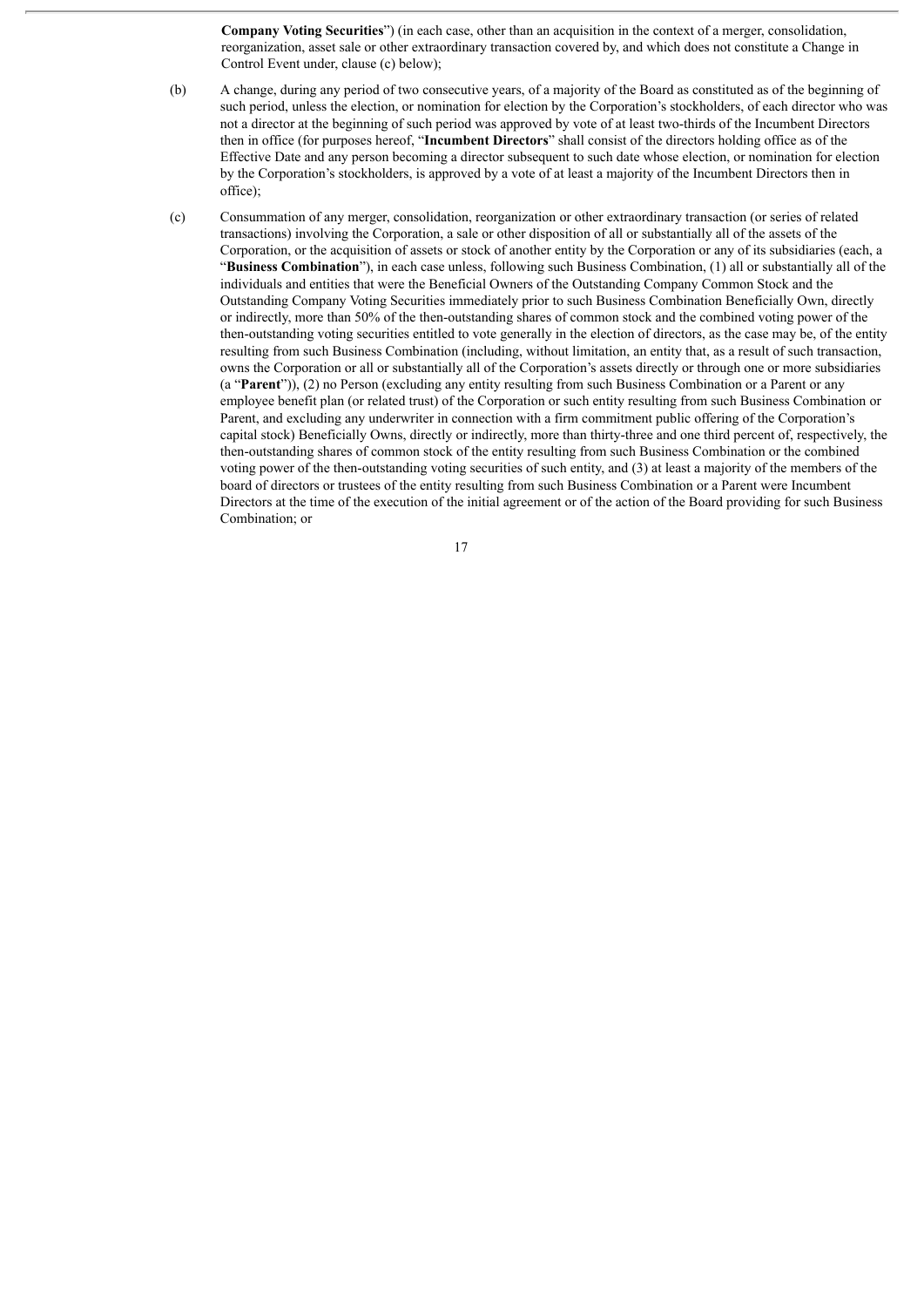**Company Voting Securities**") (in each case, other than an acquisition in the context of a merger, consolidation, reorganization, asset sale or other extraordinary transaction covered by, and which does not constitute a Change in Control Event under, clause (c) below);

(b) A change, during any period of two consecutive years, of a majority of the Board as constituted as of the beginning of such period, unless the election, or nomination for election by the Corporation's stockholders, of each director who was not a director at the beginning of such period was approved by vote of at least two-thirds of the Incumbent Directors then in office (for purposes hereof, "**Incumbent Directors**" shall consist of the directors holding office as of the Effective Date and any person becoming a director subsequent to such date whose election, or nomination for election by the Corporation's stockholders, is approved by a vote of at least a majority of the Incumbent Directors then in office);

(c) Consummation of any merger, consolidation, reorganization or other extraordinary transaction (or series of related transactions) involving the Corporation, a sale or other disposition of all or substantially all of the assets of the Corporation, or the acquisition of assets or stock of another entity by the Corporation or any of its subsidiaries (each, a "**Business Combination**"), in each case unless, following such Business Combination, (1) all or substantially all of the individuals and entities that were the Beneficial Owners of the Outstanding Company Common Stock and the Outstanding Company Voting Securities immediately prior to such Business Combination Beneficially Own, directly or indirectly, more than 50% of the then-outstanding shares of common stock and the combined voting power of the then-outstanding voting securities entitled to vote generally in the election of directors, as the case may be, of the entity resulting from such Business Combination (including, without limitation, an entity that, as a result of such transaction, owns the Corporation or all or substantially all of the Corporation's assets directly or through one or more subsidiaries (a "**Parent**")), (2) no Person (excluding any entity resulting from such Business Combination or a Parent or any employee benefit plan (or related trust) of the Corporation or such entity resulting from such Business Combination or Parent, and excluding any underwriter in connection with a firm commitment public offering of the Corporation's capital stock) Beneficially Owns, directly or indirectly, more than thirty-three and one third percent of, respectively, the then-outstanding shares of common stock of the entity resulting from such Business Combination or the combined voting power of the then-outstanding voting securities of such entity, and (3) at least a majority of the members of the board of directors or trustees of the entity resulting from such Business Combination or a Parent were Incumbent Directors at the time of the execution of the initial agreement or of the action of the Board providing for such Business Combination; or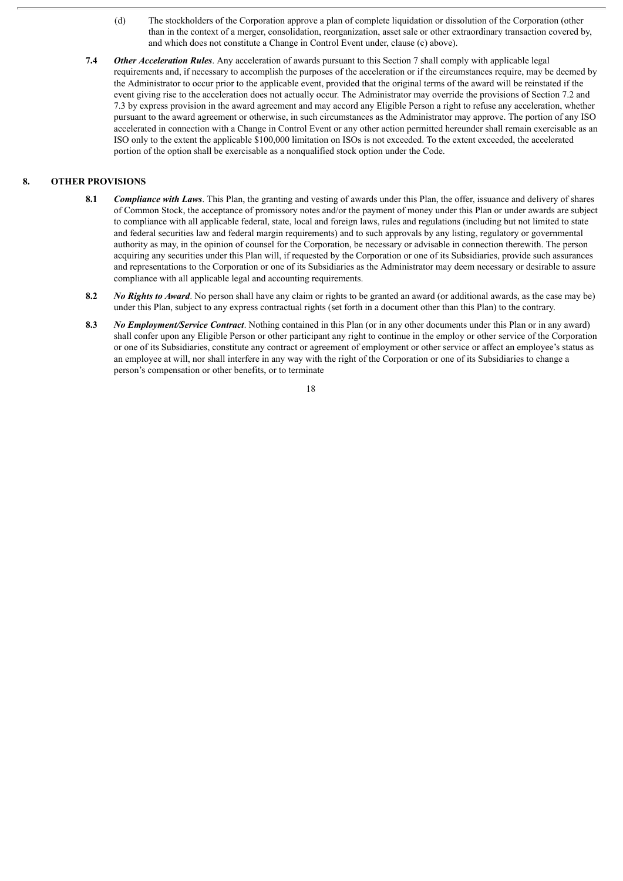(d) The stockholders of the Corporation approve a plan of complete liquidation or dissolution of the Corporation (other than in the context of a merger, consolidation, reorganization, asset sale or other extraordinary transaction covered by, and which does not constitute a Change in Control Event under, clause (c) above).

**7.4** ***Other Acceleration Rules***. Any acceleration of awards pursuant to this Section 7 shall comply with applicable legal requirements and, if necessary to accomplish the purposes of the acceleration or if the circumstances require, may be deemed by the Administrator to occur prior to the applicable event, provided that the original terms of the award will be reinstated if the event giving rise to the acceleration does not actually occur. The Administrator may override the provisions of Section 7.2 and 7.3 by express provision in the award agreement and may accord any Eligible Person a right to refuse any acceleration, whether pursuant to the award agreement or otherwise, in such circumstances as the Administrator may approve. The portion of any ISO accelerated in connection with a Change in Control Event or any other action permitted hereunder shall remain exercisable as an ISO only to the extent the applicable $100,000 limitation on ISOs is not exceeded. To the extent exceeded, the accelerated portion of the option shall be exercisable as a nonqualified stock option under the Code.

## 8. OTHER PROVISIONS

**8.1** ***Compliance with Laws***. This Plan, the granting and vesting of awards under this Plan, the offer, issuance and delivery of shares of Common Stock, the acceptance of promissory notes and/or the payment of money under this Plan or under awards are subject to compliance with all applicable federal, state, local and foreign laws, rules and regulations (including but not limited to state and federal securities law and federal margin requirements) and to such approvals by any listing, regulatory or governmental authority as may, in the opinion of counsel for the Corporation, be necessary or advisable in connection therewith. The person acquiring any securities under this Plan will, if requested by the Corporation or one of its Subsidiaries, provide such assurances and representations to the Corporation or one of its Subsidiaries as the Administrator may deem necessary or desirable to assure compliance with all applicable legal and accounting requirements.

**8.2** ***No Rights to Award***. No person shall have any claim or rights to be granted an award (or additional awards, as the case may be) under this Plan, subject to any express contractual rights (set forth in a document other than this Plan) to the contrary.

**8.3** ***No Employment/Service Contract***. Nothing contained in this Plan (or in any other documents under this Plan or in any award) shall confer upon any Eligible Person or other participant any right to continue in the employ or other service of the Corporation or one of its Subsidiaries, constitute any contract or agreement of employment or other service or affect an employee's status as an employee at will, nor shall interfere in any way with the right of the Corporation or one of its Subsidiaries to change a person's compensation or other benefits, or to terminate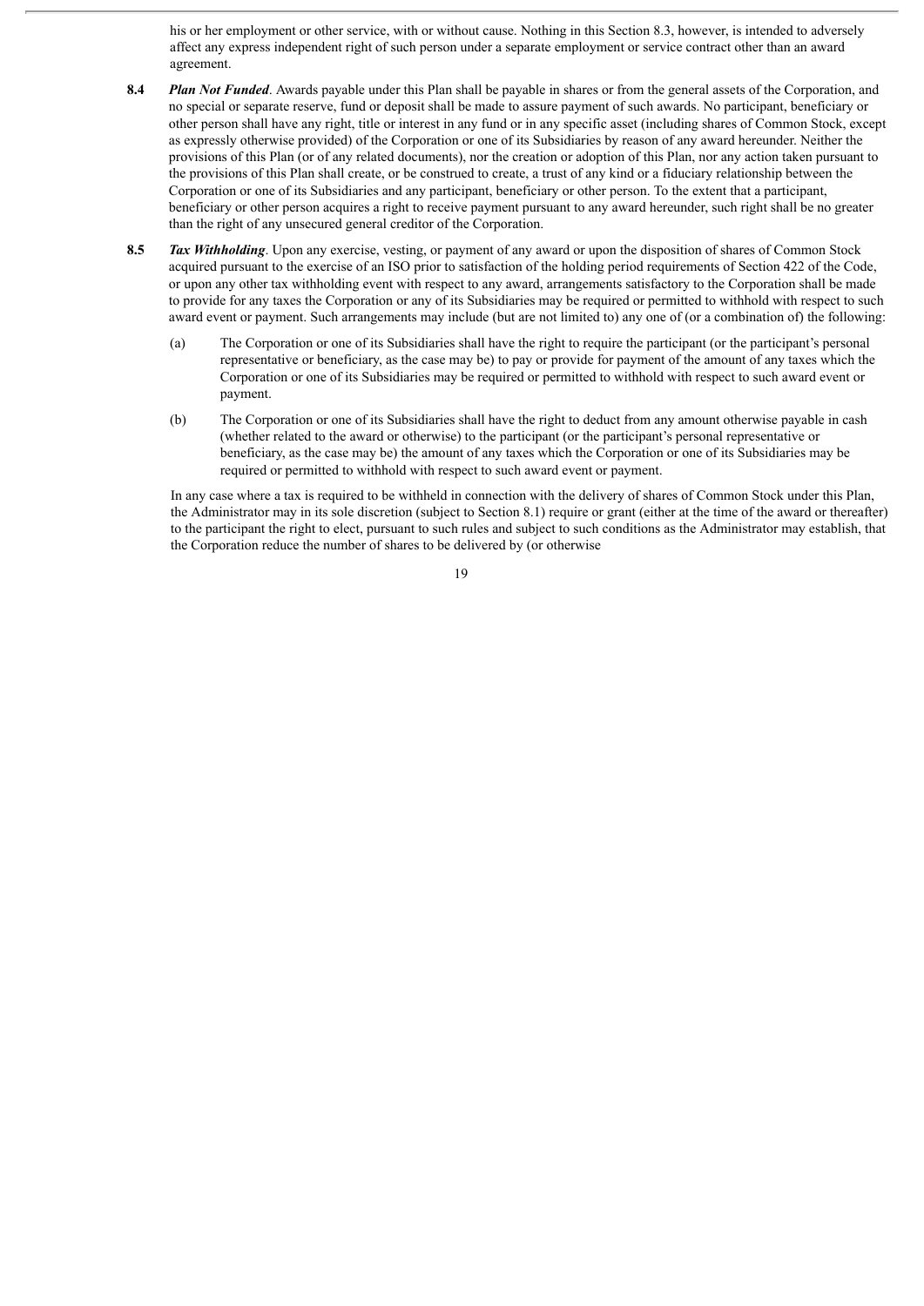his or her employment or other service, with or without cause. Nothing in this Section 8.3, however, is intended to adversely affect any express independent right of such person under a separate employment or service contract other than an award agreement.

**8.4** ***Plan Not Funded***. Awards payable under this Plan shall be payable in shares or from the general assets of the Corporation, and no special or separate reserve, fund or deposit shall be made to assure payment of such awards. No participant, beneficiary or other person shall have any right, title or interest in any fund or in any specific asset (including shares of Common Stock, except as expressly otherwise provided) of the Corporation or one of its Subsidiaries by reason of any award hereunder. Neither the provisions of this Plan (or of any related documents), nor the creation or adoption of this Plan, nor any action taken pursuant to the provisions of this Plan shall create, or be construed to create, a trust of any kind or a fiduciary relationship between the Corporation or one of its Subsidiaries and any participant, beneficiary or other person. To the extent that a participant, beneficiary or other person acquires a right to receive payment pursuant to any award hereunder, such right shall be no greater than the right of any unsecured general creditor of the Corporation.

**8.5** ***Tax Withholding***. Upon any exercise, vesting, or payment of any award or upon the disposition of shares of Common Stock acquired pursuant to the exercise of an ISO prior to satisfaction of the holding period requirements of Section 422 of the Code, or upon any other tax withholding event with respect to any award, arrangements satisfactory to the Corporation shall be made to provide for any taxes the Corporation or any of its Subsidiaries may be required or permitted to withhold with respect to such award event or payment. Such arrangements may include (but are not limited to) any one of (or a combination of) the following:

(a) The Corporation or one of its Subsidiaries shall have the right to require the participant (or the participant's personal representative or beneficiary, as the case may be) to pay or provide for payment of the amount of any taxes which the Corporation or one of its Subsidiaries may be required or permitted to withhold with respect to such award event or payment.

(b) The Corporation or one of its Subsidiaries shall have the right to deduct from any amount otherwise payable in cash (whether related to the award or otherwise) to the participant (or the participant's personal representative or beneficiary, as the case may be) the amount of any taxes which the Corporation or one of its Subsidiaries may be required or permitted to withhold with respect to such award event or payment.

In any case where a tax is required to be withheld in connection with the delivery of shares of Common Stock under this Plan, the Administrator may in its sole discretion (subject to Section 8.1) require or grant (either at the time of the award or thereafter) to the participant the right to elect, pursuant to such rules and subject to such conditions as the Administrator may establish, that the Corporation reduce the number of shares to be delivered by (or otherwise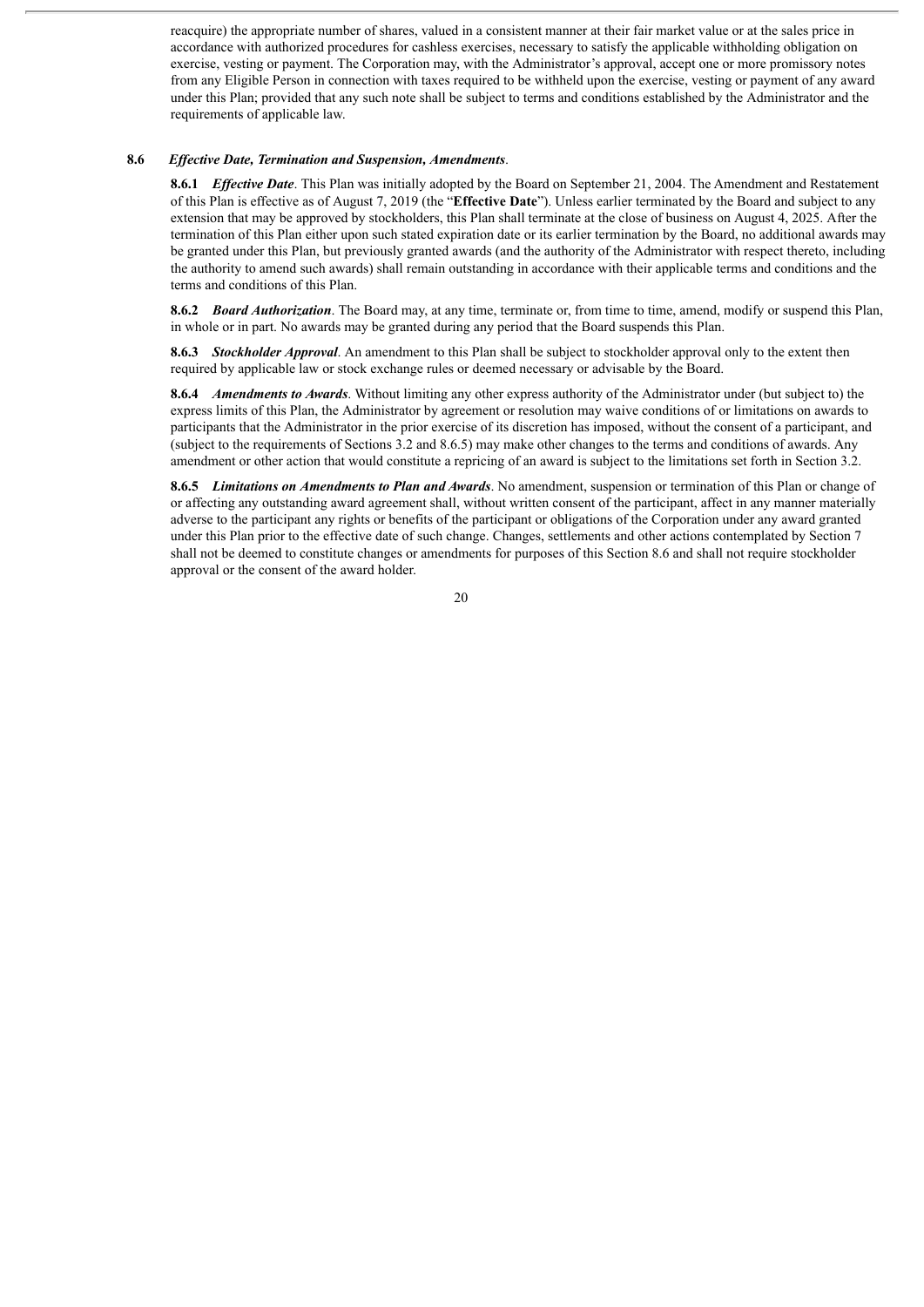reacquire) the appropriate number of shares, valued in a consistent manner at their fair market value or at the sales price in accordance with authorized procedures for cashless exercises, necessary to satisfy the applicable withholding obligation on exercise, vesting or payment. The Corporation may, with the Administrator's approval, accept one or more promissory notes from any Eligible Person in connection with taxes required to be withheld upon the exercise, vesting or payment of any award under this Plan; provided that any such note shall be subject to terms and conditions established by the Administrator and the requirements of applicable law.

**8.6** ***Effective Date, Termination and Suspension, Amendments***.

**8.6.1** ***Effective Date***. This Plan was initially adopted by the Board on September 21, 2004. The Amendment and Restatement of this Plan is effective as of August 7, 2019 (the "**Effective Date**"). Unless earlier terminated by the Board and subject to any extension that may be approved by stockholders, this Plan shall terminate at the close of business on August 4, 2025. After the termination of this Plan either upon such stated expiration date or its earlier termination by the Board, no additional awards may be granted under this Plan, but previously granted awards (and the authority of the Administrator with respect thereto, including the authority to amend such awards) shall remain outstanding in accordance with their applicable terms and conditions and the terms and conditions of this Plan.

**8.6.2** ***Board Authorization***. The Board may, at any time, terminate or, from time to time, amend, modify or suspend this Plan, in whole or in part. No awards may be granted during any period that the Board suspends this Plan.

**8.6.3** ***Stockholder Approval***. An amendment to this Plan shall be subject to stockholder approval only to the extent then required by applicable law or stock exchange rules or deemed necessary or advisable by the Board.

**8.6.4** ***Amendments to Awards***. Without limiting any other express authority of the Administrator under (but subject to) the express limits of this Plan, the Administrator by agreement or resolution may waive conditions of or limitations on awards to participants that the Administrator in the prior exercise of its discretion has imposed, without the consent of a participant, and (subject to the requirements of Sections 3.2 and 8.6.5) may make other changes to the terms and conditions of awards. Any amendment or other action that would constitute a repricing of an award is subject to the limitations set forth in Section 3.2.

**8.6.5** ***Limitations on Amendments to Plan and Awards***. No amendment, suspension or termination of this Plan or change of or affecting any outstanding award agreement shall, without written consent of the participant, affect in any manner materially adverse to the participant any rights or benefits of the participant or obligations of the Corporation under any award granted under this Plan prior to the effective date of such change. Changes, settlements and other actions contemplated by Section 7 shall not be deemed to constitute changes or amendments for purposes of this Section 8.6 and shall not require stockholder approval or the consent of the award holder.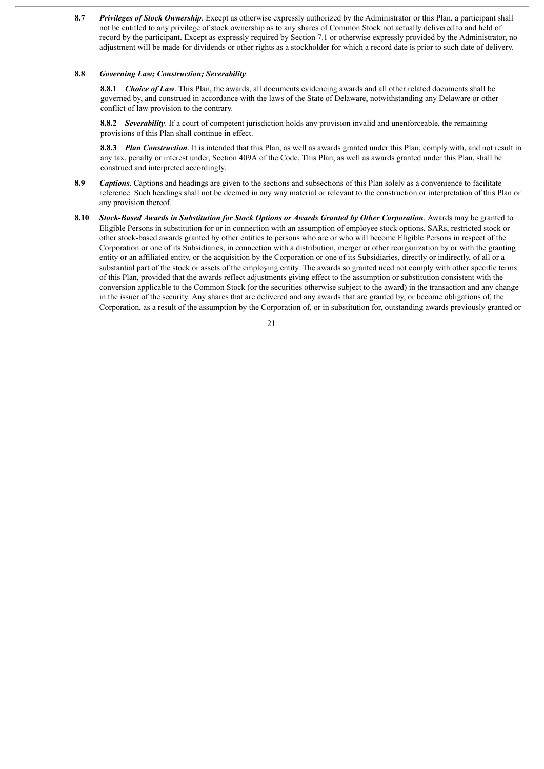**8.7** ***Privileges of Stock Ownership***. Except as otherwise expressly authorized by the Administrator or this Plan, a participant shall not be entitled to any privilege of stock ownership as to any shares of Common Stock not actually delivered to and held of record by the participant. Except as expressly required by Section 7.1 or otherwise expressly provided by the Administrator, no adjustment will be made for dividends or other rights as a stockholder for which a record date is prior to such date of delivery.

**8.8** ***Governing Law; Construction; Severability***.

**8.8.1** ***Choice of Law***. This Plan, the awards, all documents evidencing awards and all other related documents shall be governed by, and construed in accordance with the laws of the State of Delaware, notwithstanding any Delaware or other conflict of law provision to the contrary.

**8.8.2** ***Severability***. If a court of competent jurisdiction holds any provision invalid and unenforceable, the remaining provisions of this Plan shall continue in effect.

**8.8.3** ***Plan Construction***. It is intended that this Plan, as well as awards granted under this Plan, comply with, and not result in any tax, penalty or interest under, Section 409A of the Code. This Plan, as well as awards granted under this Plan, shall be construed and interpreted accordingly.

**8.9** ***Captions***. Captions and headings are given to the sections and subsections of this Plan solely as a convenience to facilitate reference. Such headings shall not be deemed in any way material or relevant to the construction or interpretation of this Plan or any provision thereof.

**8.10** ***Stock-Based Awards in Substitution for Stock Options or Awards Granted by Other Corporation***. Awards may be granted to Eligible Persons in substitution for or in connection with an assumption of employee stock options, SARs, restricted stock or other stock-based awards granted by other entities to persons who are or who will become Eligible Persons in respect of the Corporation or one of its Subsidiaries, in connection with a distribution, merger or other reorganization by or with the granting entity or an affiliated entity, or the acquisition by the Corporation or one of its Subsidiaries, directly or indirectly, of all or a substantial part of the stock or assets of the employing entity. The awards so granted need not comply with other specific terms of this Plan, provided that the awards reflect adjustments giving effect to the assumption or substitution consistent with the conversion applicable to the Common Stock (or the securities otherwise subject to the award) in the transaction and any change in the issuer of the security. Any shares that are delivered and any awards that are granted by, or become obligations of, the Corporation, as a result of the assumption by the Corporation of, or in substitution for, outstanding awards previously granted or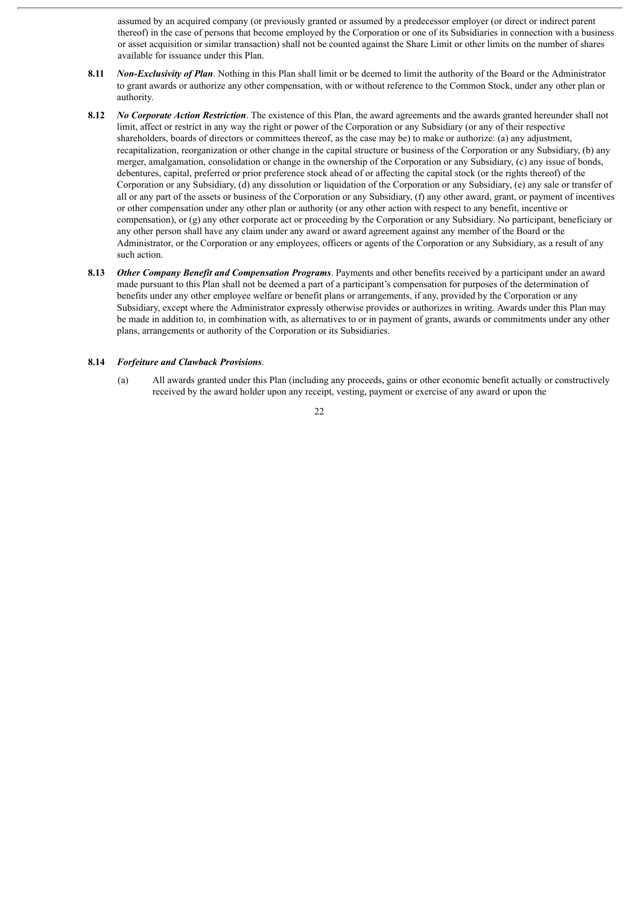assumed by an acquired company (or previously granted or assumed by a predecessor employer (or direct or indirect parent thereof) in the case of persons that become employed by the Corporation or one of its Subsidiaries in connection with a business or asset acquisition or similar transaction) shall not be counted against the Share Limit or other limits on the number of shares available for issuance under this Plan.

**8.11** ***Non-Exclusivity of Plan***. Nothing in this Plan shall limit or be deemed to limit the authority of the Board or the Administrator to grant awards or authorize any other compensation, with or without reference to the Common Stock, under any other plan or authority.

**8.12** ***No Corporate Action Restriction***. The existence of this Plan, the award agreements and the awards granted hereunder shall not limit, affect or restrict in any way the right or power of the Corporation or any Subsidiary (or any of their respective shareholders, boards of directors or committees thereof, as the case may be) to make or authorize: (a) any adjustment, recapitalization, reorganization or other change in the capital structure or business of the Corporation or any Subsidiary, (b) any merger, amalgamation, consolidation or change in the ownership of the Corporation or any Subsidiary, (c) any issue of bonds, debentures, capital, preferred or prior preference stock ahead of or affecting the capital stock (or the rights thereof) of the Corporation or any Subsidiary, (d) any dissolution or liquidation of the Corporation or any Subsidiary, (e) any sale or transfer of all or any part of the assets or business of the Corporation or any Subsidiary, (f) any other award, grant, or payment of incentives or other compensation under any other plan or authority (or any other action with respect to any benefit, incentive or compensation), or (g) any other corporate act or proceeding by the Corporation or any Subsidiary. No participant, beneficiary or any other person shall have any claim under any award or award agreement against any member of the Board or the Administrator, or the Corporation or any employees, officers or agents of the Corporation or any Subsidiary, as a result of any such action.

**8.13** ***Other Company Benefit and Compensation Programs***. Payments and other benefits received by a participant under an award made pursuant to this Plan shall not be deemed a part of a participant's compensation for purposes of the determination of benefits under any other employee welfare or benefit plans or arrangements, if any, provided by the Corporation or any Subsidiary, except where the Administrator expressly otherwise provides or authorizes in writing. Awards under this Plan may be made in addition to, in combination with, as alternatives to or in payment of grants, awards or commitments under any other plans, arrangements or authority of the Corporation or its Subsidiaries.

**8.14** ***Forfeiture and Clawback Provisions***.

(a) All awards granted under this Plan (including any proceeds, gains or other economic benefit actually or constructively received by the award holder upon any receipt, vesting, payment or exercise of any award or upon the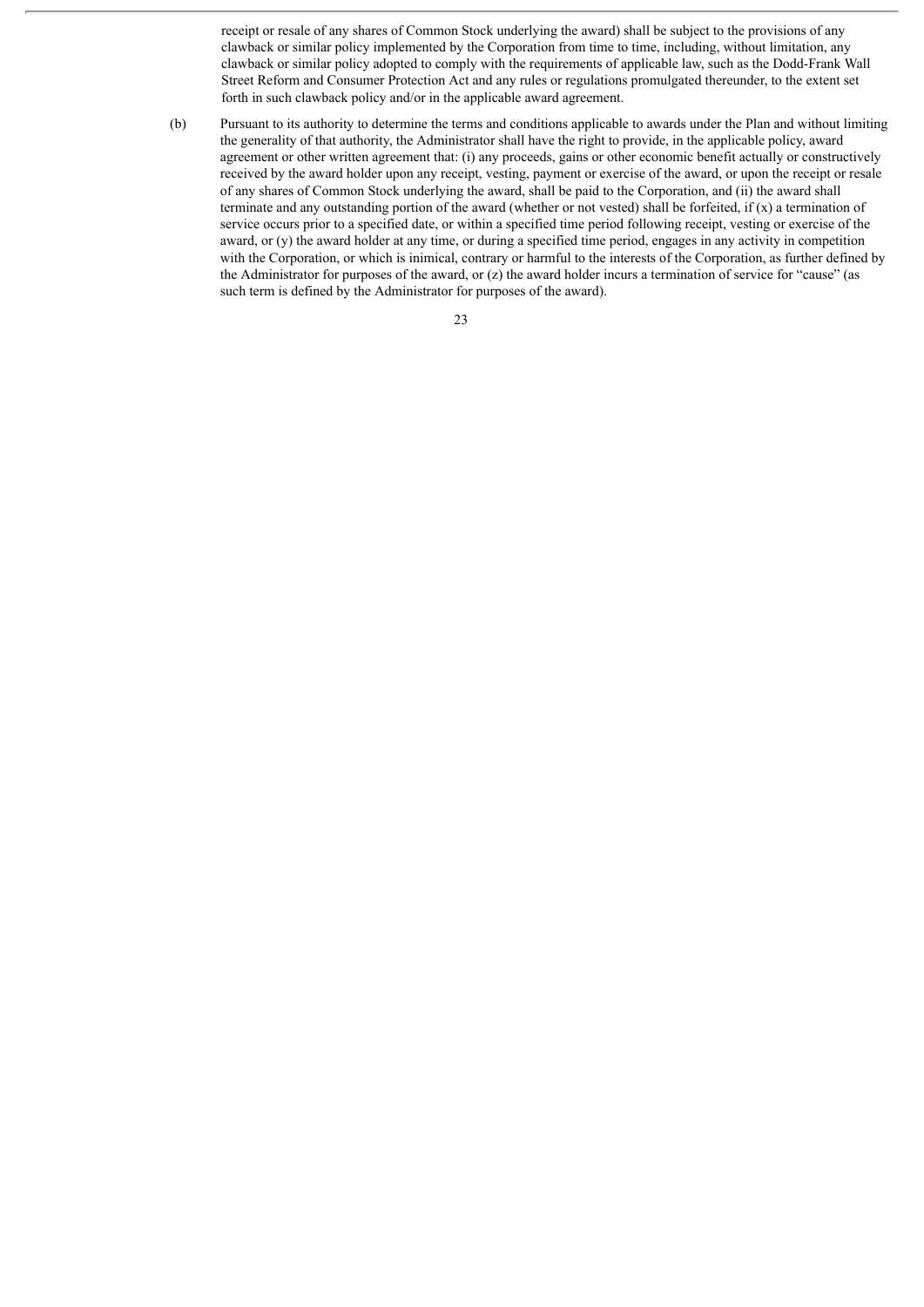receipt or resale of any shares of Common Stock underlying the award) shall be subject to the provisions of any clawback or similar policy implemented by the Corporation from time to time, including, without limitation, any clawback or similar policy adopted to comply with the requirements of applicable law, such as the Dodd-Frank Wall Street Reform and Consumer Protection Act and any rules or regulations promulgated thereunder, to the extent set forth in such clawback policy and/or in the applicable award agreement.

(b) Pursuant to its authority to determine the terms and conditions applicable to awards under the Plan and without limiting the generality of that authority, the Administrator shall have the right to provide, in the applicable policy, award agreement or other written agreement that: (i) any proceeds, gains or other economic benefit actually or constructively received by the award holder upon any receipt, vesting, payment or exercise of the award, or upon the receipt or resale of any shares of Common Stock underlying the award, shall be paid to the Corporation, and (ii) the award shall terminate and any outstanding portion of the award (whether or not vested) shall be forfeited, if (x) a termination of service occurs prior to a specified date, or within a specified time period following receipt, vesting or exercise of the award, or (y) the award holder at any time, or during a specified time period, engages in any activity in competition with the Corporation, or which is inimical, contrary or harmful to the interests of the Corporation, as further defined by the Administrator for purposes of the award, or (z) the award holder incurs a termination of service for "cause" (as such term is defined by the Administrator for purposes of the award).